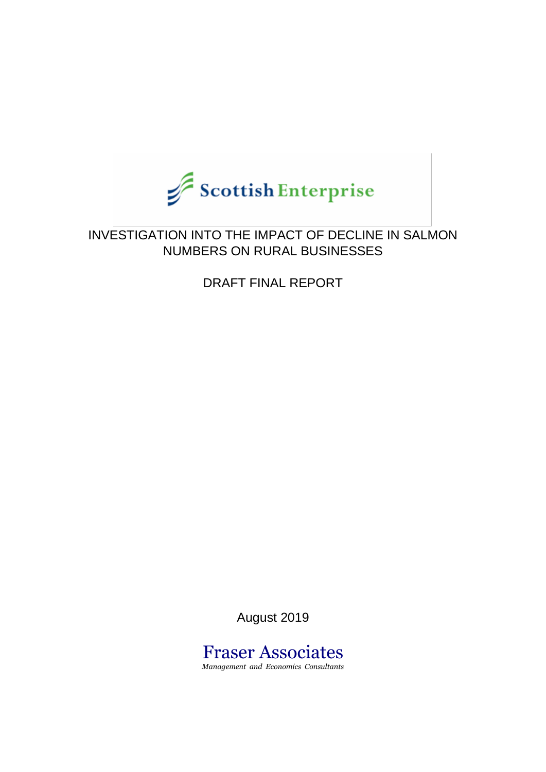Scottish Enterprise

# INVESTIGATION INTO THE IMPACT OF DECLINE IN SALMON NUMBERS ON RURAL BUSINESSES

## DRAFT FINAL REPORT

August 2019

Fraser Associates

*Management and Economics Consultants*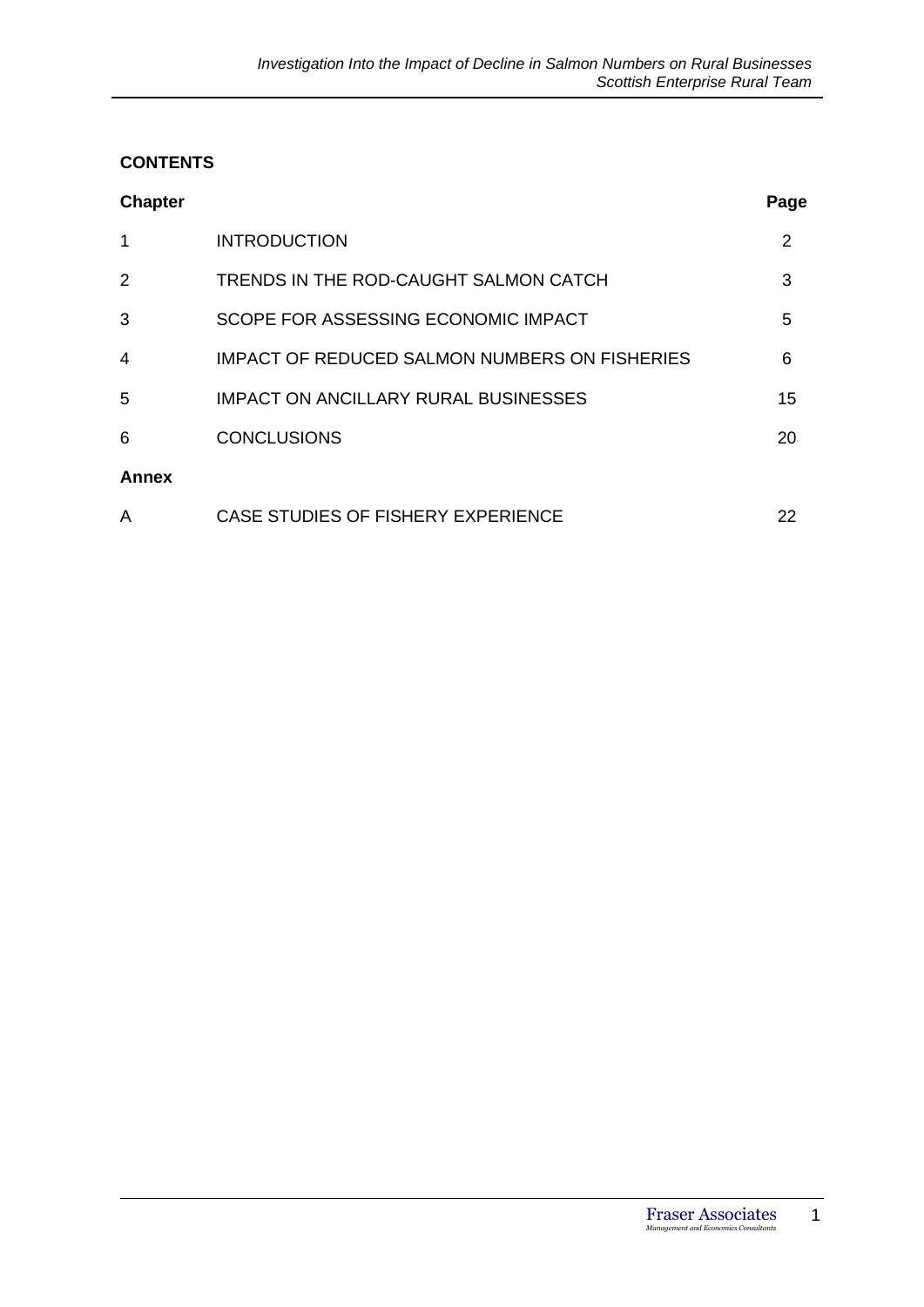**CONTENTS**

| Chapter | | Page |
|---|---|---|
| 1 | INTRODUCTION | 2 |
| 2 | TRENDS IN THE ROD-CAUGHT SALMON CATCH | 3 |
| 3 | SCOPE FOR ASSESSING ECONOMIC IMPACT | 5 |
| 4 | IMPACT OF REDUCED SALMON NUMBERS ON FISHERIES | 6 |
| 5 | IMPACT ON ANCILLARY RURAL BUSINESSES | 15 |
| 6 | CONCLUSIONS | 20 |
| **Annex** | | |
| A | CASE STUDIES OF FISHERY EXPERIENCE | 22 |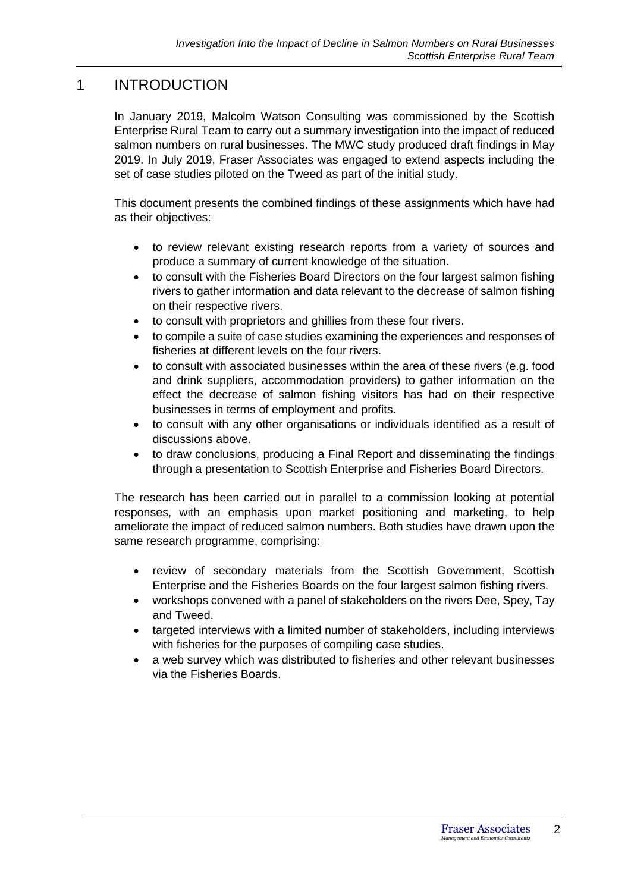# 1 INTRODUCTION

In January 2019, Malcolm Watson Consulting was commissioned by the Scottish Enterprise Rural Team to carry out a summary investigation into the impact of reduced salmon numbers on rural businesses. The MWC study produced draft findings in May 2019. In July 2019, Fraser Associates was engaged to extend aspects including the set of case studies piloted on the Tweed as part of the initial study.

This document presents the combined findings of these assignments which have had as their objectives:

- to review relevant existing research reports from a variety of sources and produce a summary of current knowledge of the situation.
- to consult with the Fisheries Board Directors on the four largest salmon fishing rivers to gather information and data relevant to the decrease of salmon fishing on their respective rivers.
- to consult with proprietors and ghillies from these four rivers.
- to compile a suite of case studies examining the experiences and responses of fisheries at different levels on the four rivers.
- to consult with associated businesses within the area of these rivers (e.g. food and drink suppliers, accommodation providers) to gather information on the effect the decrease of salmon fishing visitors has had on their respective businesses in terms of employment and profits.
- to consult with any other organisations or individuals identified as a result of discussions above.
- to draw conclusions, producing a Final Report and disseminating the findings through a presentation to Scottish Enterprise and Fisheries Board Directors.

The research has been carried out in parallel to a commission looking at potential responses, with an emphasis upon market positioning and marketing, to help ameliorate the impact of reduced salmon numbers. Both studies have drawn upon the same research programme, comprising:

- review of secondary materials from the Scottish Government, Scottish Enterprise and the Fisheries Boards on the four largest salmon fishing rivers.
- workshops convened with a panel of stakeholders on the rivers Dee, Spey, Tay and Tweed.
- targeted interviews with a limited number of stakeholders, including interviews with fisheries for the purposes of compiling case studies.
- a web survey which was distributed to fisheries and other relevant businesses via the Fisheries Boards.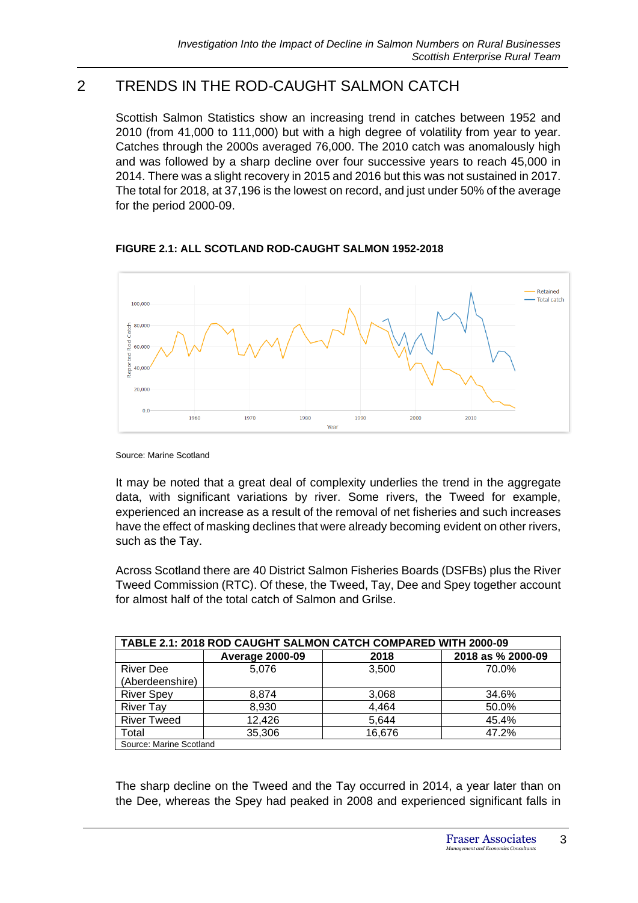## 2 TRENDS IN THE ROD-CAUGHT SALMON CATCH

Scottish Salmon Statistics show an increasing trend in catches between 1952 and 2010 (from 41,000 to 111,000) but with a high degree of volatility from year to year. Catches through the 2000s averaged 76,000. The 2010 catch was anomalously high and was followed by a sharp decline over four successive years to reach 45,000 in 2014. There was a slight recovery in 2015 and 2016 but this was not sustained in 2017. The total for 2018, at 37,196 is the lowest on record, and just under 50% of the average for the period 2000-09.

**FIGURE 2.1: ALL SCOTLAND ROD-CAUGHT SALMON 1952-2018**

Source: Marine Scotland

It may be noted that a great deal of complexity underlies the trend in the aggregate data, with significant variations by river. Some rivers, the Tweed for example, experienced an increase as a result of the removal of net fisheries and such increases have the effect of masking declines that were already becoming evident on other rivers, such as the Tay.

Across Scotland there are 40 District Salmon Fisheries Boards (DSFBs) plus the River Tweed Commission (RTC). Of these, the Tweed, Tay, Dee and Spey together account for almost half of the total catch of Salmon and Grilse.

**TABLE 2.1: 2018 ROD CAUGHT SALMON CATCH COMPARED WITH 2000-09**

| | Average 2000-09 | 2018 | 2018 as % 2000-09 |
|---|---|---|---|
| River Dee (Aberdeenshire) | 5,076 | 3,500 | 70.0% |
| River Spey | 8,874 | 3,068 | 34.6% |
| River Tay | 8,930 | 4,464 | 50.0% |
| River Tweed | 12,426 | 5,644 | 45.4% |
| Total | 35,306 | 16,676 | 47.2% |

Source: Marine Scotland

The sharp decline on the Tweed and the Tay occurred in 2014, a year later than on the Dee, whereas the Spey had peaked in 2008 and experienced significant falls in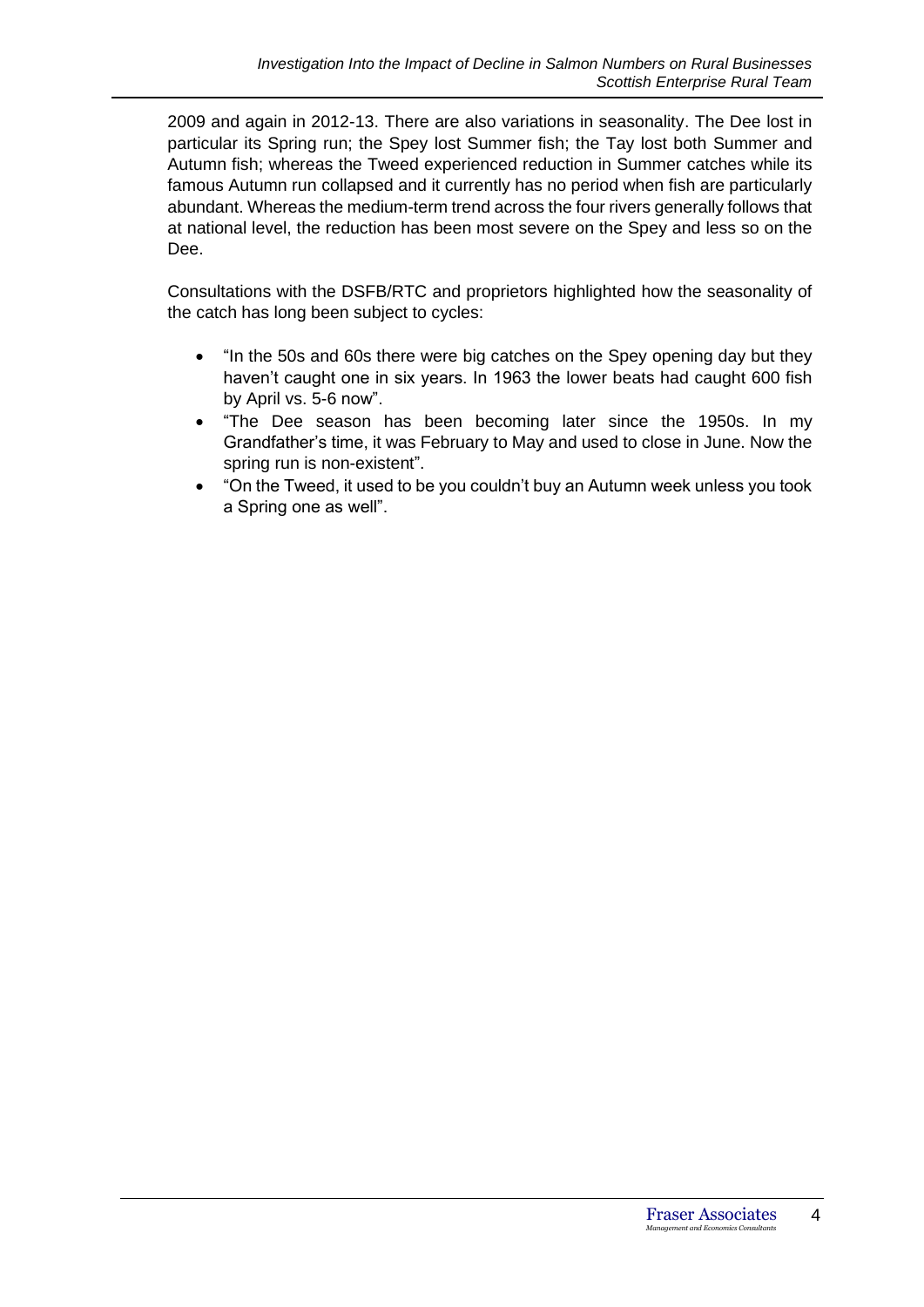2009 and again in 2012-13. There are also variations in seasonality. The Dee lost in particular its Spring run; the Spey lost Summer fish; the Tay lost both Summer and Autumn fish; whereas the Tweed experienced reduction in Summer catches while its famous Autumn run collapsed and it currently has no period when fish are particularly abundant. Whereas the medium-term trend across the four rivers generally follows that at national level, the reduction has been most severe on the Spey and less so on the Dee.

Consultations with the DSFB/RTC and proprietors highlighted how the seasonality of the catch has long been subject to cycles:

- "In the 50s and 60s there were big catches on the Spey opening day but they haven't caught one in six years. In 1963 the lower beats had caught 600 fish by April vs. 5-6 now".
- "The Dee season has been becoming later since the 1950s. In my Grandfather's time, it was February to May and used to close in June. Now the spring run is non-existent".
- "On the Tweed, it used to be you couldn't buy an Autumn week unless you took a Spring one as well".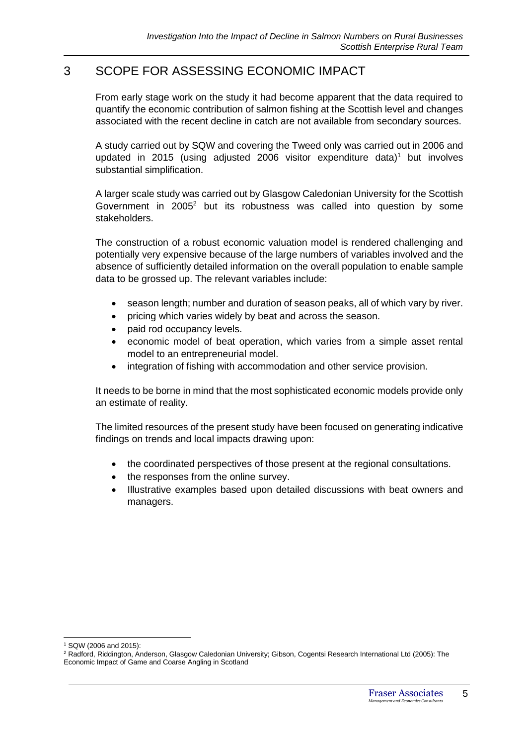# 3 SCOPE FOR ASSESSING ECONOMIC IMPACT

From early stage work on the study it had become apparent that the data required to quantify the economic contribution of salmon fishing at the Scottish level and changes associated with the recent decline in catch are not available from secondary sources.

A study carried out by SQW and covering the Tweed only was carried out in 2006 and updated in 2015 (using adjusted 2006 visitor expenditure data)[1] but involves substantial simplification.

A larger scale study was carried out by Glasgow Caledonian University for the Scottish Government in 2005[2] but its robustness was called into question by some stakeholders.

The construction of a robust economic valuation model is rendered challenging and potentially very expensive because of the large numbers of variables involved and the absence of sufficiently detailed information on the overall population to enable sample data to be grossed up. The relevant variables include:

- season length; number and duration of season peaks, all of which vary by river.
- pricing which varies widely by beat and across the season.
- paid rod occupancy levels.
- economic model of beat operation, which varies from a simple asset rental model to an entrepreneurial model.
- integration of fishing with accommodation and other service provision.

It needs to be borne in mind that the most sophisticated economic models provide only an estimate of reality.

The limited resources of the present study have been focused on generating indicative findings on trends and local impacts drawing upon:

- the coordinated perspectives of those present at the regional consultations.
- the responses from the online survey.
- Illustrative examples based upon detailed discussions with beat owners and managers.

---

[1] SQW (2006 and 2015):

[2] Radford, Riddington, Anderson, Glasgow Caledonian University; Gibson, Cogentsi Research International Ltd (2005): The Economic Impact of Game and Coarse Angling in Scotland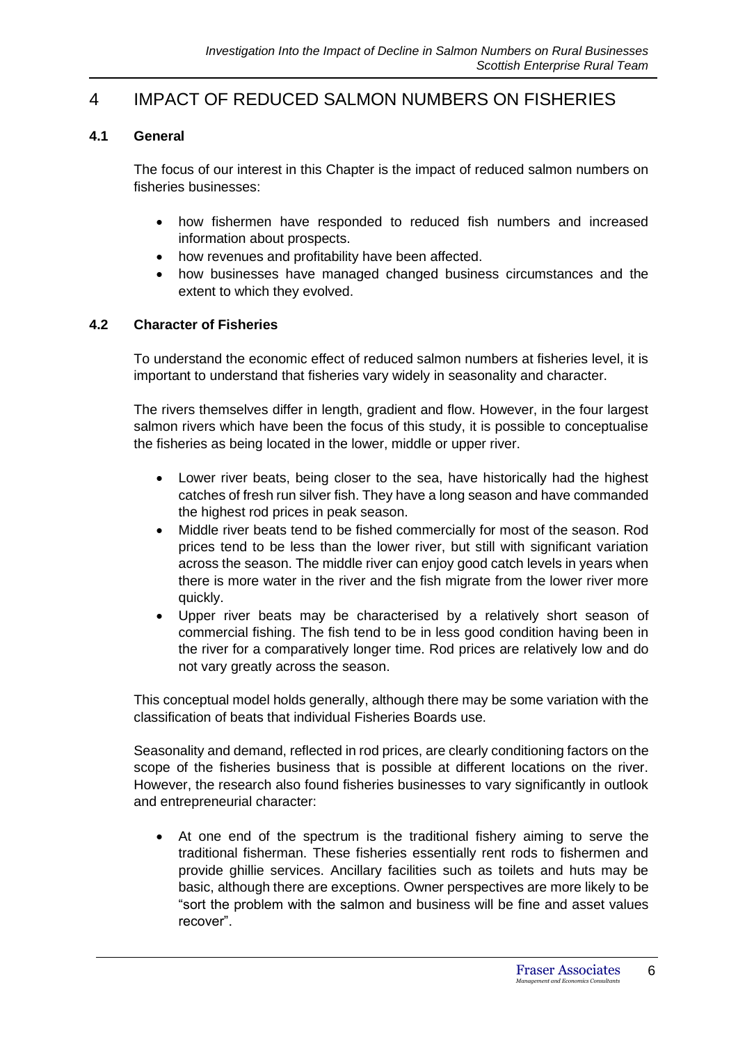# 4 IMPACT OF REDUCED SALMON NUMBERS ON FISHERIES

## 4.1 General

The focus of our interest in this Chapter is the impact of reduced salmon numbers on fisheries businesses:

- how fishermen have responded to reduced fish numbers and increased information about prospects.
- how revenues and profitability have been affected.
- how businesses have managed changed business circumstances and the extent to which they evolved.

## 4.2 Character of Fisheries

To understand the economic effect of reduced salmon numbers at fisheries level, it is important to understand that fisheries vary widely in seasonality and character.

The rivers themselves differ in length, gradient and flow. However, in the four largest salmon rivers which have been the focus of this study, it is possible to conceptualise the fisheries as being located in the lower, middle or upper river.

- Lower river beats, being closer to the sea, have historically had the highest catches of fresh run silver fish. They have a long season and have commanded the highest rod prices in peak season.
- Middle river beats tend to be fished commercially for most of the season. Rod prices tend to be less than the lower river, but still with significant variation across the season. The middle river can enjoy good catch levels in years when there is more water in the river and the fish migrate from the lower river more quickly.
- Upper river beats may be characterised by a relatively short season of commercial fishing. The fish tend to be in less good condition having been in the river for a comparatively longer time. Rod prices are relatively low and do not vary greatly across the season.

This conceptual model holds generally, although there may be some variation with the classification of beats that individual Fisheries Boards use.

Seasonality and demand, reflected in rod prices, are clearly conditioning factors on the scope of the fisheries business that is possible at different locations on the river. However, the research also found fisheries businesses to vary significantly in outlook and entrepreneurial character:

- At one end of the spectrum is the traditional fishery aiming to serve the traditional fisherman. These fisheries essentially rent rods to fishermen and provide ghillie services. Ancillary facilities such as toilets and huts may be basic, although there are exceptions. Owner perspectives are more likely to be "sort the problem with the salmon and business will be fine and asset values recover".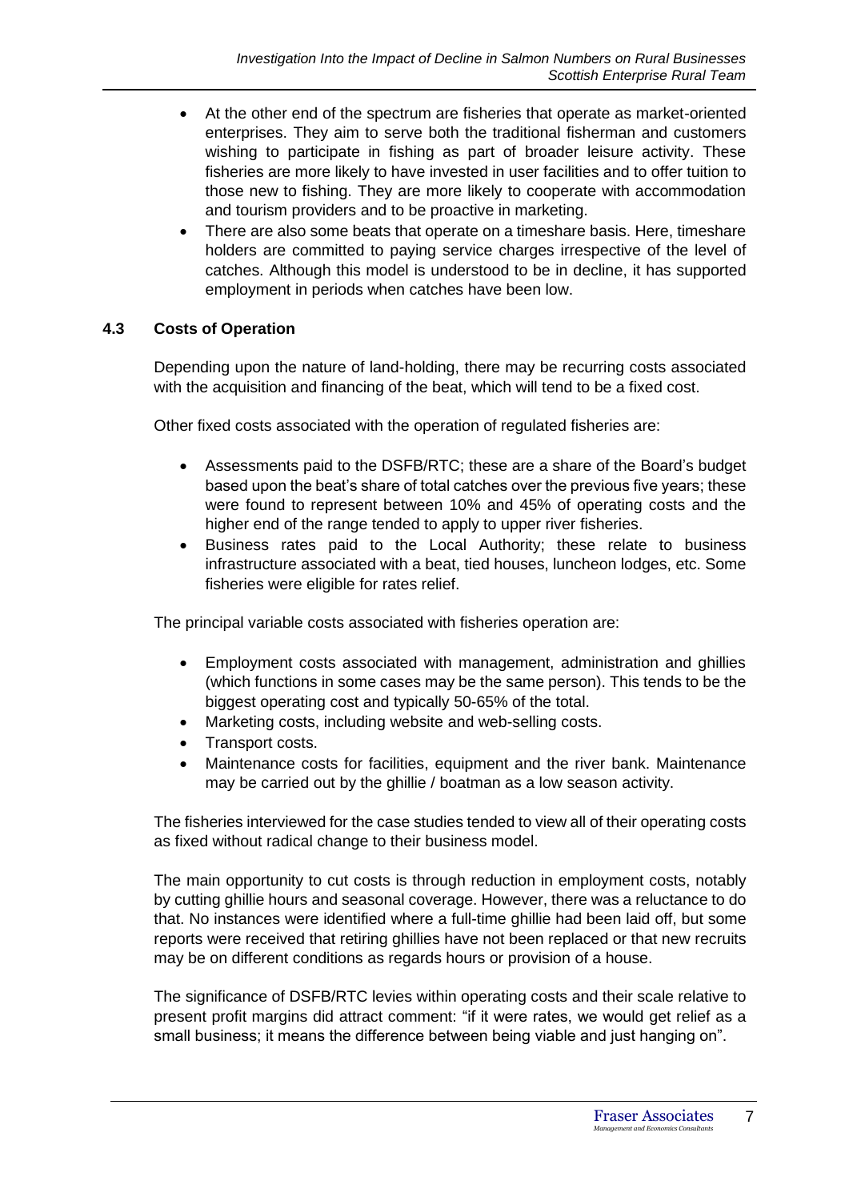- At the other end of the spectrum are fisheries that operate as market-oriented enterprises. They aim to serve both the traditional fisherman and customers wishing to participate in fishing as part of broader leisure activity. These fisheries are more likely to have invested in user facilities and to offer tuition to those new to fishing. They are more likely to cooperate with accommodation and tourism providers and to be proactive in marketing.
- There are also some beats that operate on a timeshare basis. Here, timeshare holders are committed to paying service charges irrespective of the level of catches. Although this model is understood to be in decline, it has supported employment in periods when catches have been low.

### 4.3 Costs of Operation

Depending upon the nature of land-holding, there may be recurring costs associated with the acquisition and financing of the beat, which will tend to be a fixed cost.

Other fixed costs associated with the operation of regulated fisheries are:

- Assessments paid to the DSFB/RTC; these are a share of the Board's budget based upon the beat's share of total catches over the previous five years; these were found to represent between 10% and 45% of operating costs and the higher end of the range tended to apply to upper river fisheries.
- Business rates paid to the Local Authority; these relate to business infrastructure associated with a beat, tied houses, luncheon lodges, etc. Some fisheries were eligible for rates relief.

The principal variable costs associated with fisheries operation are:

- Employment costs associated with management, administration and ghillies (which functions in some cases may be the same person). This tends to be the biggest operating cost and typically 50-65% of the total.
- Marketing costs, including website and web-selling costs.
- Transport costs.
- Maintenance costs for facilities, equipment and the river bank. Maintenance may be carried out by the ghillie / boatman as a low season activity.

The fisheries interviewed for the case studies tended to view all of their operating costs as fixed without radical change to their business model.

The main opportunity to cut costs is through reduction in employment costs, notably by cutting ghillie hours and seasonal coverage. However, there was a reluctance to do that. No instances were identified where a full-time ghillie had been laid off, but some reports were received that retiring ghillies have not been replaced or that new recruits may be on different conditions as regards hours or provision of a house.

The significance of DSFB/RTC levies within operating costs and their scale relative to present profit margins did attract comment: "if it were rates, we would get relief as a small business; it means the difference between being viable and just hanging on".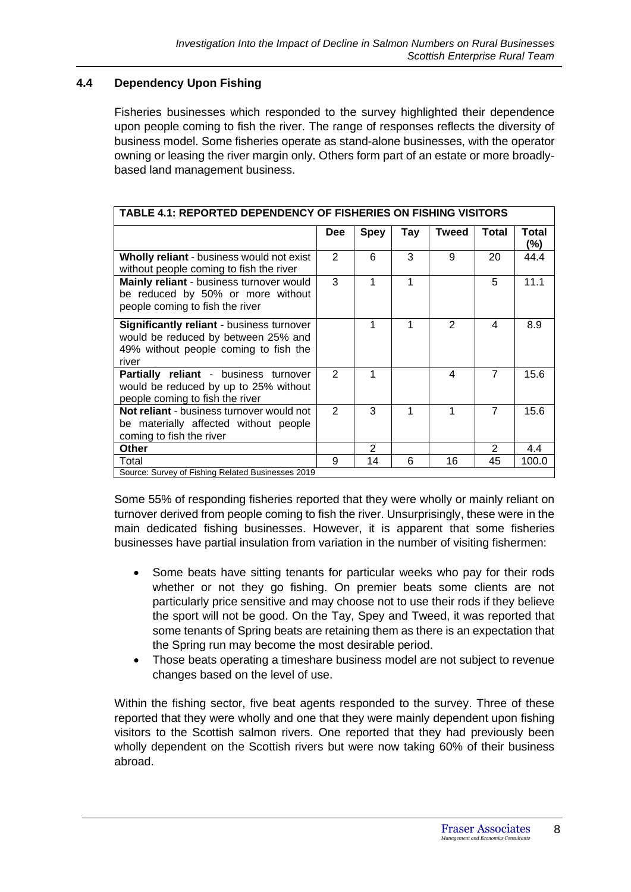## 4.4 Dependency Upon Fishing

Fisheries businesses which responded to the survey highlighted their dependence upon people coming to fish the river. The range of responses reflects the diversity of business model. Some fisheries operate as stand-alone businesses, with the operator owning or leasing the river margin only. Others form part of an estate or more broadly-based land management business.

| TABLE 4.1: REPORTED DEPENDENCY OF FISHERIES ON FISHING VISITORS | | | | | | |
|---|---|---|---|---|---|---|
| | **Dee** | **Spey** | **Tay** | **Tweed** | **Total** | **Total (%)** |
| **Wholly reliant** - business would not exist without people coming to fish the river | 2 | 6 | 3 | 9 | 20 | 44.4 |
| **Mainly reliant** - business turnover would be reduced by 50% or more without people coming to fish the river | 3 | 1 | 1 | | 5 | 11.1 |
| **Significantly reliant** - business turnover would be reduced by between 25% and 49% without people coming to fish the river | | 1 | 1 | 2 | 4 | 8.9 |
| **Partially reliant** - business turnover would be reduced by up to 25% without people coming to fish the river | 2 | 1 | | 4 | 7 | 15.6 |
| **Not reliant** - business turnover would not be materially affected without people coming to fish the river | 2 | 3 | 1 | 1 | 7 | 15.6 |
| **Other** | | 2 | | | 2 | 4.4 |
| Total | 9 | 14 | 6 | 16 | 45 | 100.0 |
| Source: Survey of Fishing Related Businesses 2019 | | | | | | |

Some 55% of responding fisheries reported that they were wholly or mainly reliant on turnover derived from people coming to fish the river. Unsurprisingly, these were in the main dedicated fishing businesses. However, it is apparent that some fisheries businesses have partial insulation from variation in the number of visiting fishermen:

- Some beats have sitting tenants for particular weeks who pay for their rods whether or not they go fishing. On premier beats some clients are not particularly price sensitive and may choose not to use their rods if they believe the sport will not be good. On the Tay, Spey and Tweed, it was reported that some tenants of Spring beats are retaining them as there is an expectation that the Spring run may become the most desirable period.
- Those beats operating a timeshare business model are not subject to revenue changes based on the level of use.

Within the fishing sector, five beat agents responded to the survey. Three of these reported that they were wholly and one that they were mainly dependent upon fishing visitors to the Scottish salmon rivers. One reported that they had previously been wholly dependent on the Scottish rivers but were now taking 60% of their business abroad.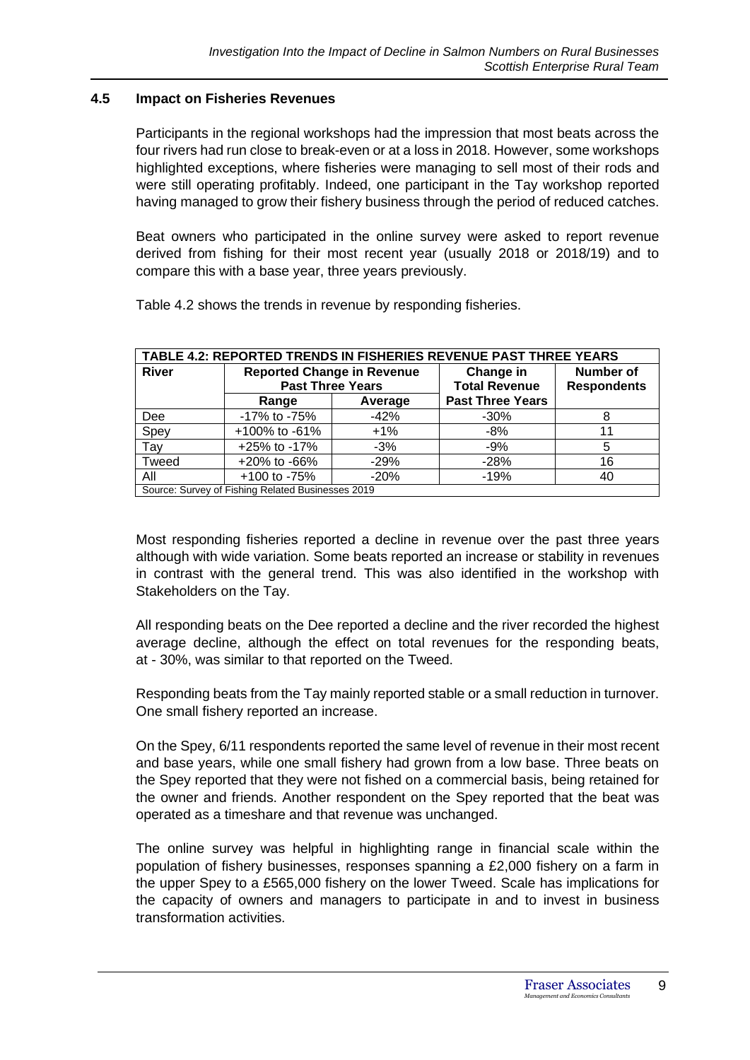## 4.5 Impact on Fisheries Revenues

Participants in the regional workshops had the impression that most beats across the four rivers had run close to break-even or at a loss in 2018. However, some workshops highlighted exceptions, where fisheries were managing to sell most of their rods and were still operating profitably. Indeed, one participant in the Tay workshop reported having managed to grow their fishery business through the period of reduced catches.

Beat owners who participated in the online survey were asked to report revenue derived from fishing for their most recent year (usually 2018 or 2018/19) and to compare this with a base year, three years previously.

Table 4.2 shows the trends in revenue by responding fisheries.

**TABLE 4.2: REPORTED TRENDS IN FISHERIES REVENUE PAST THREE YEARS**

| River | Reported Change in Revenue Past Three Years | | Change in Total Revenue Past Three Years | Number of Respondents |
|---|---|---|---|---|
| | Range | Average | | |
| Dee | -17% to -75% | -42% | -30% | 8 |
| Spey | +100% to -61% | +1% | -8% | 11 |
| Tay | +25% to -17% | -3% | -9% | 5 |
| Tweed | +20% to -66% | -29% | -28% | 16 |
| All | +100 to -75% | -20% | -19% | 40 |

Source: Survey of Fishing Related Businesses 2019

Most responding fisheries reported a decline in revenue over the past three years although with wide variation. Some beats reported an increase or stability in revenues in contrast with the general trend. This was also identified in the workshop with Stakeholders on the Tay.

All responding beats on the Dee reported a decline and the river recorded the highest average decline, although the effect on total revenues for the responding beats, at - 30%, was similar to that reported on the Tweed.

Responding beats from the Tay mainly reported stable or a small reduction in turnover. One small fishery reported an increase.

On the Spey, 6/11 respondents reported the same level of revenue in their most recent and base years, while one small fishery had grown from a low base. Three beats on the Spey reported that they were not fished on a commercial basis, being retained for the owner and friends. Another respondent on the Spey reported that the beat was operated as a timeshare and that revenue was unchanged.

The online survey was helpful in highlighting range in financial scale within the population of fishery businesses, responses spanning a £2,000 fishery on a farm in the upper Spey to a £565,000 fishery on the lower Tweed. Scale has implications for the capacity of owners and managers to participate in and to invest in business transformation activities.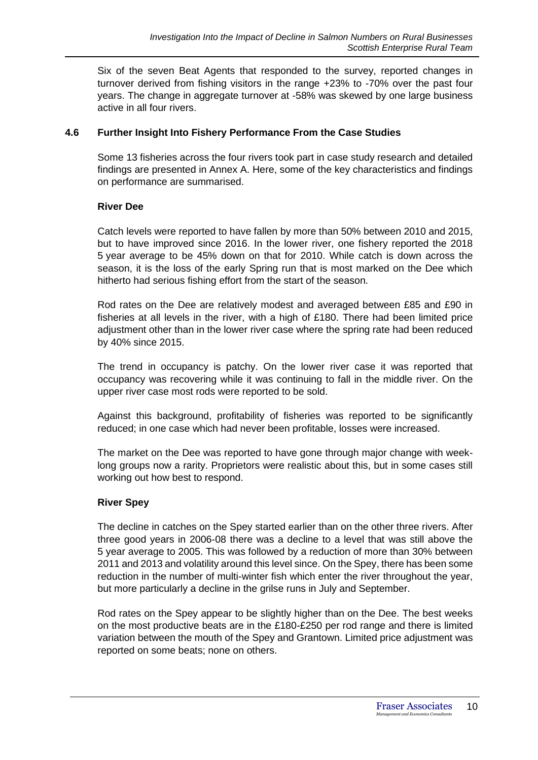Six of the seven Beat Agents that responded to the survey, reported changes in turnover derived from fishing visitors in the range +23% to -70% over the past four years. The change in aggregate turnover at -58% was skewed by one large business active in all four rivers.

## 4.6 Further Insight Into Fishery Performance From the Case Studies

Some 13 fisheries across the four rivers took part in case study research and detailed findings are presented in Annex A. Here, some of the key characteristics and findings on performance are summarised.

### River Dee

Catch levels were reported to have fallen by more than 50% between 2010 and 2015, but to have improved since 2016. In the lower river, one fishery reported the 2018 5 year average to be 45% down on that for 2010. While catch is down across the season, it is the loss of the early Spring run that is most marked on the Dee which hitherto had serious fishing effort from the start of the season.

Rod rates on the Dee are relatively modest and averaged between £85 and £90 in fisheries at all levels in the river, with a high of £180. There had been limited price adjustment other than in the lower river case where the spring rate had been reduced by 40% since 2015.

The trend in occupancy is patchy. On the lower river case it was reported that occupancy was recovering while it was continuing to fall in the middle river. On the upper river case most rods were reported to be sold.

Against this background, profitability of fisheries was reported to be significantly reduced; in one case which had never been profitable, losses were increased.

The market on the Dee was reported to have gone through major change with week-long groups now a rarity. Proprietors were realistic about this, but in some cases still working out how best to respond.

### River Spey

The decline in catches on the Spey started earlier than on the other three rivers. After three good years in 2006-08 there was a decline to a level that was still above the 5 year average to 2005. This was followed by a reduction of more than 30% between 2011 and 2013 and volatility around this level since. On the Spey, there has been some reduction in the number of multi-winter fish which enter the river throughout the year, but more particularly a decline in the grilse runs in July and September.

Rod rates on the Spey appear to be slightly higher than on the Dee. The best weeks on the most productive beats are in the £180-£250 per rod range and there is limited variation between the mouth of the Spey and Grantown. Limited price adjustment was reported on some beats; none on others.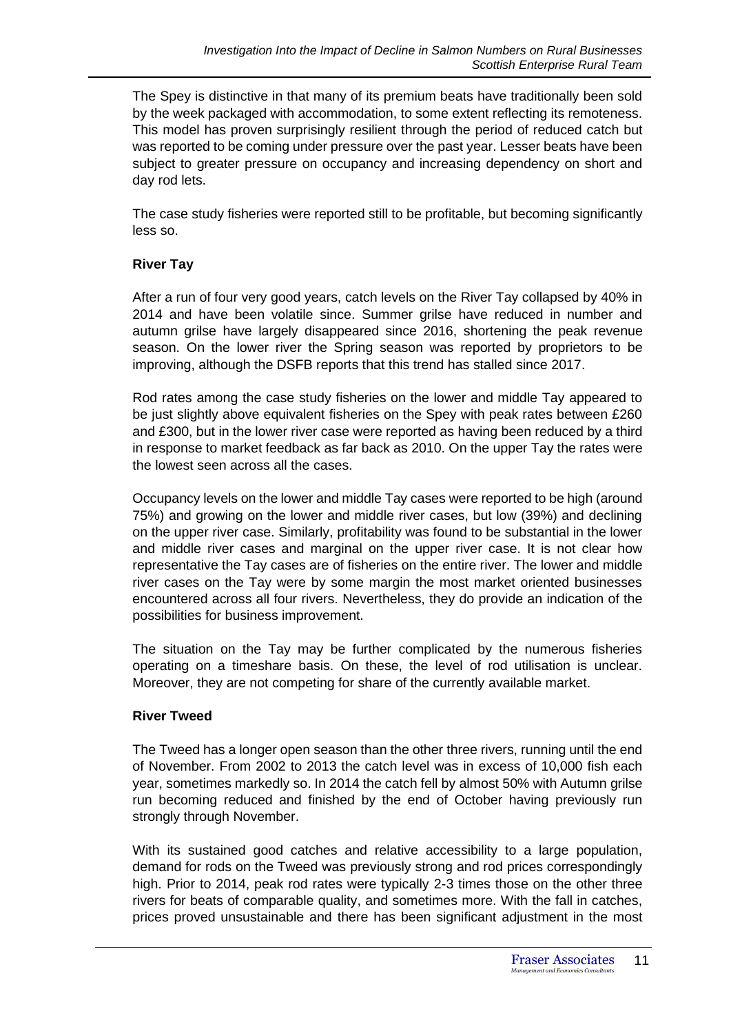The Spey is distinctive in that many of its premium beats have traditionally been sold by the week packaged with accommodation, to some extent reflecting its remoteness. This model has proven surprisingly resilient through the period of reduced catch but was reported to be coming under pressure over the past year. Lesser beats have been subject to greater pressure on occupancy and increasing dependency on short and day rod lets.

The case study fisheries were reported still to be profitable, but becoming significantly less so.

**River Tay**

After a run of four very good years, catch levels on the River Tay collapsed by 40% in 2014 and have been volatile since. Summer grilse have reduced in number and autumn grilse have largely disappeared since 2016, shortening the peak revenue season. On the lower river the Spring season was reported by proprietors to be improving, although the DSFB reports that this trend has stalled since 2017.

Rod rates among the case study fisheries on the lower and middle Tay appeared to be just slightly above equivalent fisheries on the Spey with peak rates between £260 and £300, but in the lower river case were reported as having been reduced by a third in response to market feedback as far back as 2010. On the upper Tay the rates were the lowest seen across all the cases.

Occupancy levels on the lower and middle Tay cases were reported to be high (around 75%) and growing on the lower and middle river cases, but low (39%) and declining on the upper river case. Similarly, profitability was found to be substantial in the lower and middle river cases and marginal on the upper river case. It is not clear how representative the Tay cases are of fisheries on the entire river. The lower and middle river cases on the Tay were by some margin the most market oriented businesses encountered across all four rivers. Nevertheless, they do provide an indication of the possibilities for business improvement.

The situation on the Tay may be further complicated by the numerous fisheries operating on a timeshare basis. On these, the level of rod utilisation is unclear. Moreover, they are not competing for share of the currently available market.

**River Tweed**

The Tweed has a longer open season than the other three rivers, running until the end of November. From 2002 to 2013 the catch level was in excess of 10,000 fish each year, sometimes markedly so. In 2014 the catch fell by almost 50% with Autumn grilse run becoming reduced and finished by the end of October having previously run strongly through November.

With its sustained good catches and relative accessibility to a large population, demand for rods on the Tweed was previously strong and rod prices correspondingly high. Prior to 2014, peak rod rates were typically 2-3 times those on the other three rivers for beats of comparable quality, and sometimes more. With the fall in catches, prices proved unsustainable and there has been significant adjustment in the most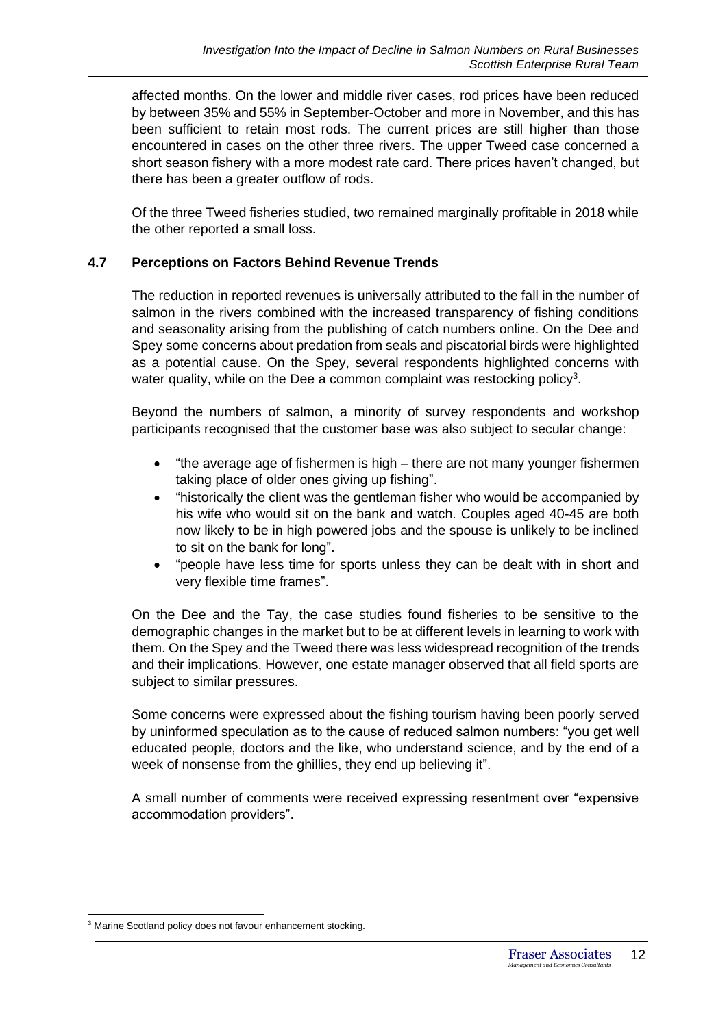affected months. On the lower and middle river cases, rod prices have been reduced by between 35% and 55% in September-October and more in November, and this has been sufficient to retain most rods. The current prices are still higher than those encountered in cases on the other three rivers. The upper Tweed case concerned a short season fishery with a more modest rate card. There prices haven't changed, but there has been a greater outflow of rods.

Of the three Tweed fisheries studied, two remained marginally profitable in 2018 while the other reported a small loss.

### 4.7 Perceptions on Factors Behind Revenue Trends

The reduction in reported revenues is universally attributed to the fall in the number of salmon in the rivers combined with the increased transparency of fishing conditions and seasonality arising from the publishing of catch numbers online. On the Dee and Spey some concerns about predation from seals and piscatorial birds were highlighted as a potential cause. On the Spey, several respondents highlighted concerns with water quality, while on the Dee a common complaint was restocking policy[3].

Beyond the numbers of salmon, a minority of survey respondents and workshop participants recognised that the customer base was also subject to secular change:

- "the average age of fishermen is high – there are not many younger fishermen taking place of older ones giving up fishing".
- "historically the client was the gentleman fisher who would be accompanied by his wife who would sit on the bank and watch. Couples aged 40-45 are both now likely to be in high powered jobs and the spouse is unlikely to be inclined to sit on the bank for long".
- "people have less time for sports unless they can be dealt with in short and very flexible time frames".

On the Dee and the Tay, the case studies found fisheries to be sensitive to the demographic changes in the market but to be at different levels in learning to work with them. On the Spey and the Tweed there was less widespread recognition of the trends and their implications. However, one estate manager observed that all field sports are subject to similar pressures.

Some concerns were expressed about the fishing tourism having been poorly served by uninformed speculation as to the cause of reduced salmon numbers: "you get well educated people, doctors and the like, who understand science, and by the end of a week of nonsense from the ghillies, they end up believing it".

A small number of comments were received expressing resentment over "expensive accommodation providers".

[3] Marine Scotland policy does not favour enhancement stocking.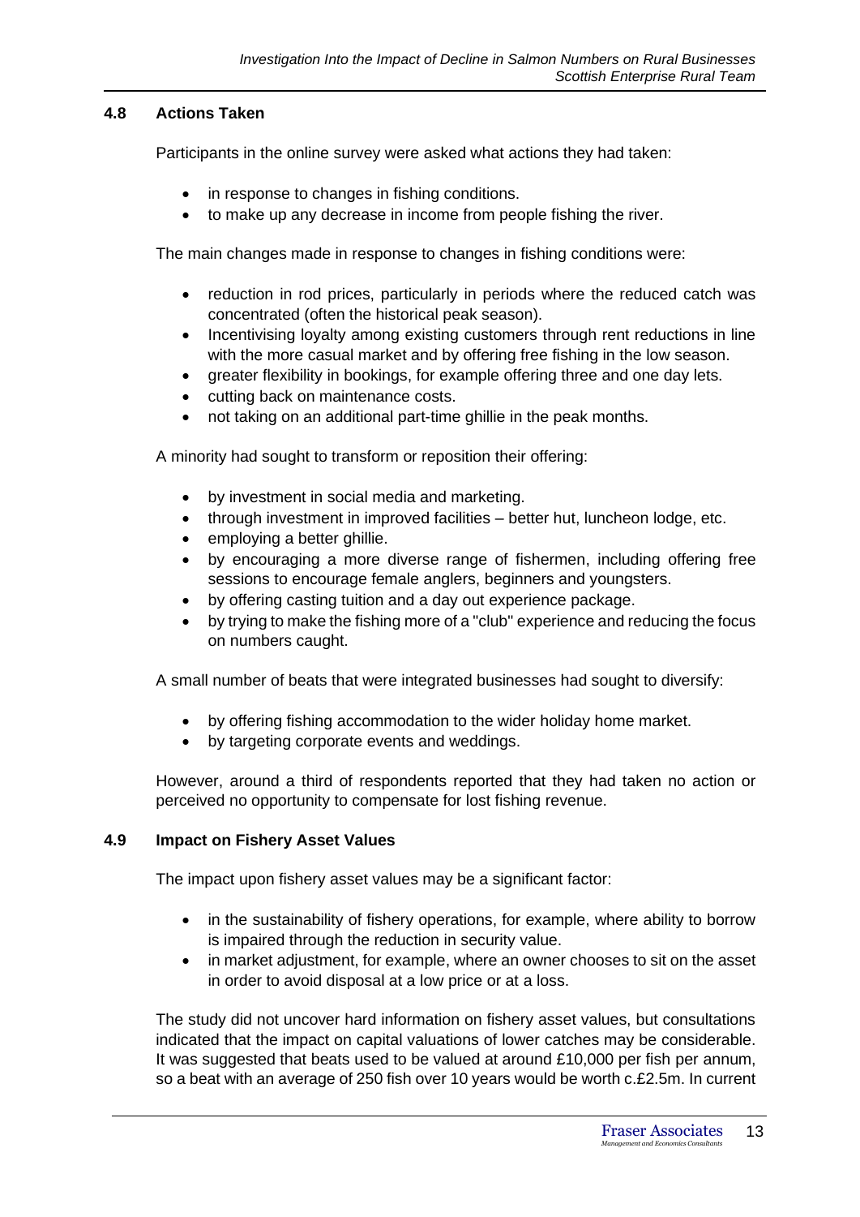## 4.8 Actions Taken

Participants in the online survey were asked what actions they had taken:

- in response to changes in fishing conditions.
- to make up any decrease in income from people fishing the river.

The main changes made in response to changes in fishing conditions were:

- reduction in rod prices, particularly in periods where the reduced catch was concentrated (often the historical peak season).
- Incentivising loyalty among existing customers through rent reductions in line with the more casual market and by offering free fishing in the low season.
- greater flexibility in bookings, for example offering three and one day lets.
- cutting back on maintenance costs.
- not taking on an additional part-time ghillie in the peak months.

A minority had sought to transform or reposition their offering:

- by investment in social media and marketing.
- through investment in improved facilities – better hut, luncheon lodge, etc.
- employing a better ghillie.
- by encouraging a more diverse range of fishermen, including offering free sessions to encourage female anglers, beginners and youngsters.
- by offering casting tuition and a day out experience package.
- by trying to make the fishing more of a "club" experience and reducing the focus on numbers caught.

A small number of beats that were integrated businesses had sought to diversify:

- by offering fishing accommodation to the wider holiday home market.
- by targeting corporate events and weddings.

However, around a third of respondents reported that they had taken no action or perceived no opportunity to compensate for lost fishing revenue.

## 4.9 Impact on Fishery Asset Values

The impact upon fishery asset values may be a significant factor:

- in the sustainability of fishery operations, for example, where ability to borrow is impaired through the reduction in security value.
- in market adjustment, for example, where an owner chooses to sit on the asset in order to avoid disposal at a low price or at a loss.

The study did not uncover hard information on fishery asset values, but consultations indicated that the impact on capital valuations of lower catches may be considerable. It was suggested that beats used to be valued at around £10,000 per fish per annum, so a beat with an average of 250 fish over 10 years would be worth c.£2.5m. In current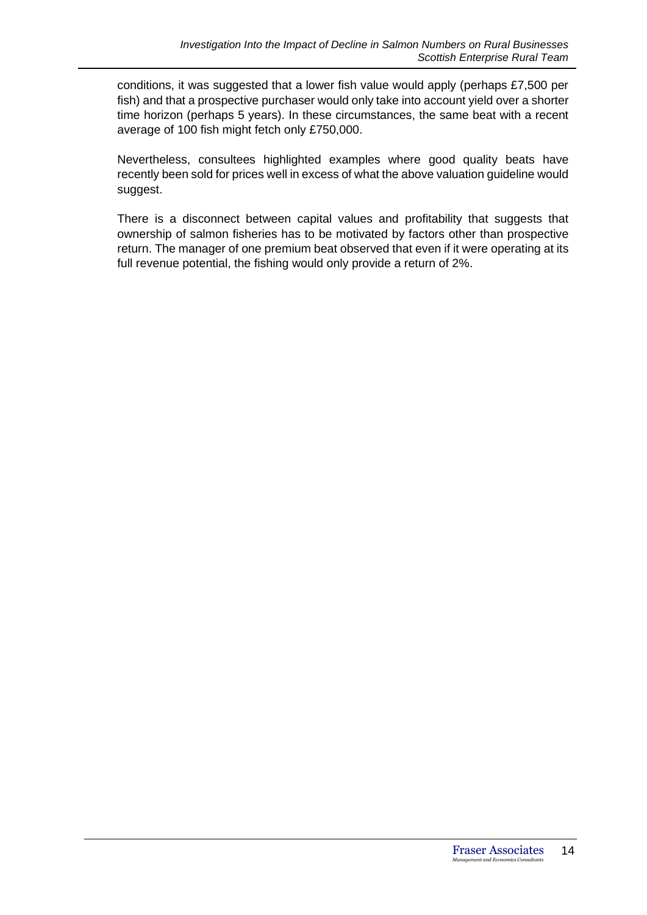conditions, it was suggested that a lower fish value would apply (perhaps £7,500 per fish) and that a prospective purchaser would only take into account yield over a shorter time horizon (perhaps 5 years). In these circumstances, the same beat with a recent average of 100 fish might fetch only £750,000.

Nevertheless, consultees highlighted examples where good quality beats have recently been sold for prices well in excess of what the above valuation guideline would suggest.

There is a disconnect between capital values and profitability that suggests that ownership of salmon fisheries has to be motivated by factors other than prospective return. The manager of one premium beat observed that even if it were operating at its full revenue potential, the fishing would only provide a return of 2%.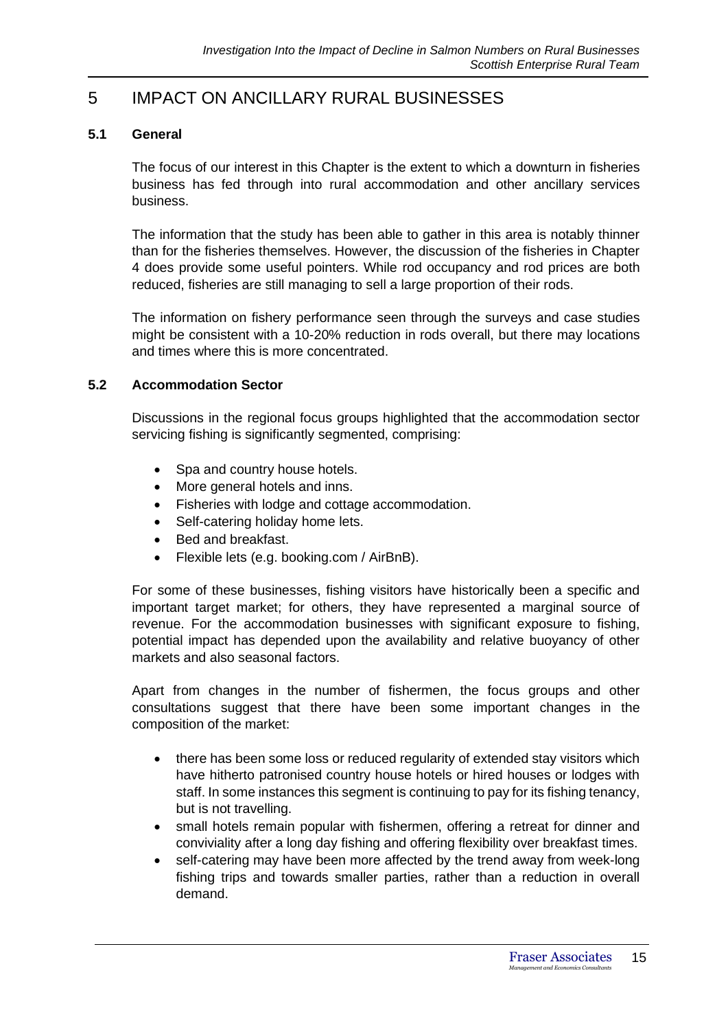# 5 IMPACT ON ANCILLARY RURAL BUSINESSES

## 5.1 General

The focus of our interest in this Chapter is the extent to which a downturn in fisheries business has fed through into rural accommodation and other ancillary services business.

The information that the study has been able to gather in this area is notably thinner than for the fisheries themselves. However, the discussion of the fisheries in Chapter 4 does provide some useful pointers. While rod occupancy and rod prices are both reduced, fisheries are still managing to sell a large proportion of their rods.

The information on fishery performance seen through the surveys and case studies might be consistent with a 10-20% reduction in rods overall, but there may locations and times where this is more concentrated.

## 5.2 Accommodation Sector

Discussions in the regional focus groups highlighted that the accommodation sector servicing fishing is significantly segmented, comprising:

- Spa and country house hotels.
- More general hotels and inns.
- Fisheries with lodge and cottage accommodation.
- Self-catering holiday home lets.
- Bed and breakfast.
- Flexible lets (e.g. booking.com / AirBnB).

For some of these businesses, fishing visitors have historically been a specific and important target market; for others, they have represented a marginal source of revenue. For the accommodation businesses with significant exposure to fishing, potential impact has depended upon the availability and relative buoyancy of other markets and also seasonal factors.

Apart from changes in the number of fishermen, the focus groups and other consultations suggest that there have been some important changes in the composition of the market:

- there has been some loss or reduced regularity of extended stay visitors which have hitherto patronised country house hotels or hired houses or lodges with staff. In some instances this segment is continuing to pay for its fishing tenancy, but is not travelling.
- small hotels remain popular with fishermen, offering a retreat for dinner and conviviality after a long day fishing and offering flexibility over breakfast times.
- self-catering may have been more affected by the trend away from week-long fishing trips and towards smaller parties, rather than a reduction in overall demand.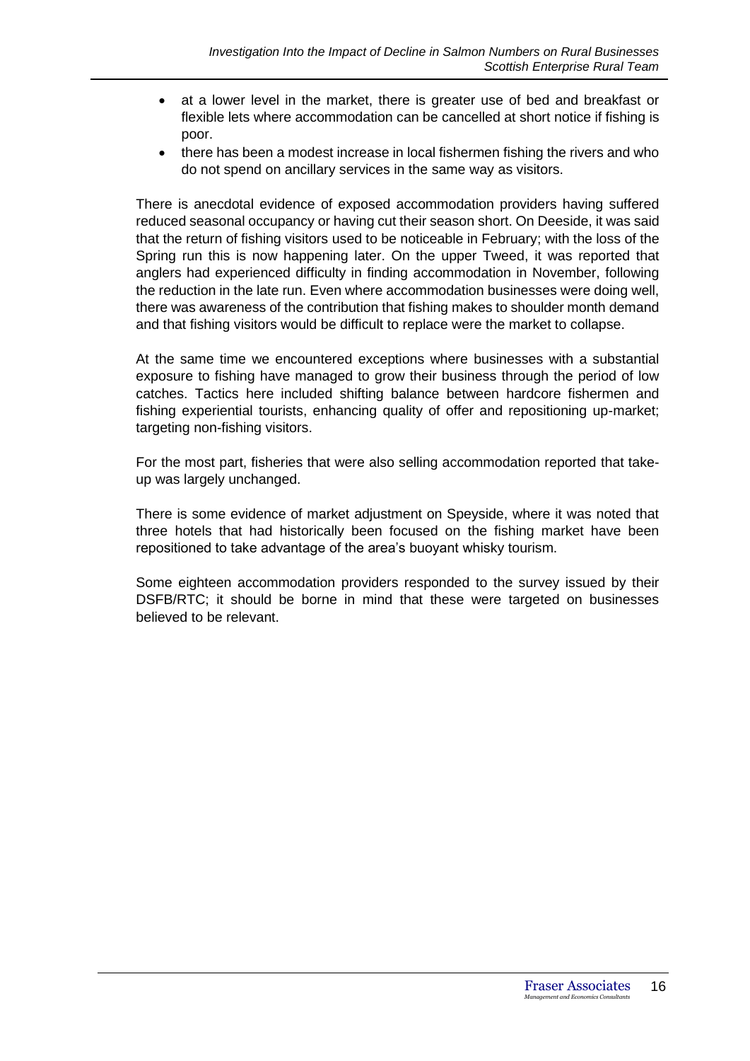- at a lower level in the market, there is greater use of bed and breakfast or flexible lets where accommodation can be cancelled at short notice if fishing is poor.
- there has been a modest increase in local fishermen fishing the rivers and who do not spend on ancillary services in the same way as visitors.

There is anecdotal evidence of exposed accommodation providers having suffered reduced seasonal occupancy or having cut their season short. On Deeside, it was said that the return of fishing visitors used to be noticeable in February; with the loss of the Spring run this is now happening later. On the upper Tweed, it was reported that anglers had experienced difficulty in finding accommodation in November, following the reduction in the late run. Even where accommodation businesses were doing well, there was awareness of the contribution that fishing makes to shoulder month demand and that fishing visitors would be difficult to replace were the market to collapse.

At the same time we encountered exceptions where businesses with a substantial exposure to fishing have managed to grow their business through the period of low catches. Tactics here included shifting balance between hardcore fishermen and fishing experiential tourists, enhancing quality of offer and repositioning up-market; targeting non-fishing visitors.

For the most part, fisheries that were also selling accommodation reported that take-up was largely unchanged.

There is some evidence of market adjustment on Speyside, where it was noted that three hotels that had historically been focused on the fishing market have been repositioned to take advantage of the area's buoyant whisky tourism.

Some eighteen accommodation providers responded to the survey issued by their DSFB/RTC; it should be borne in mind that these were targeted on businesses believed to be relevant.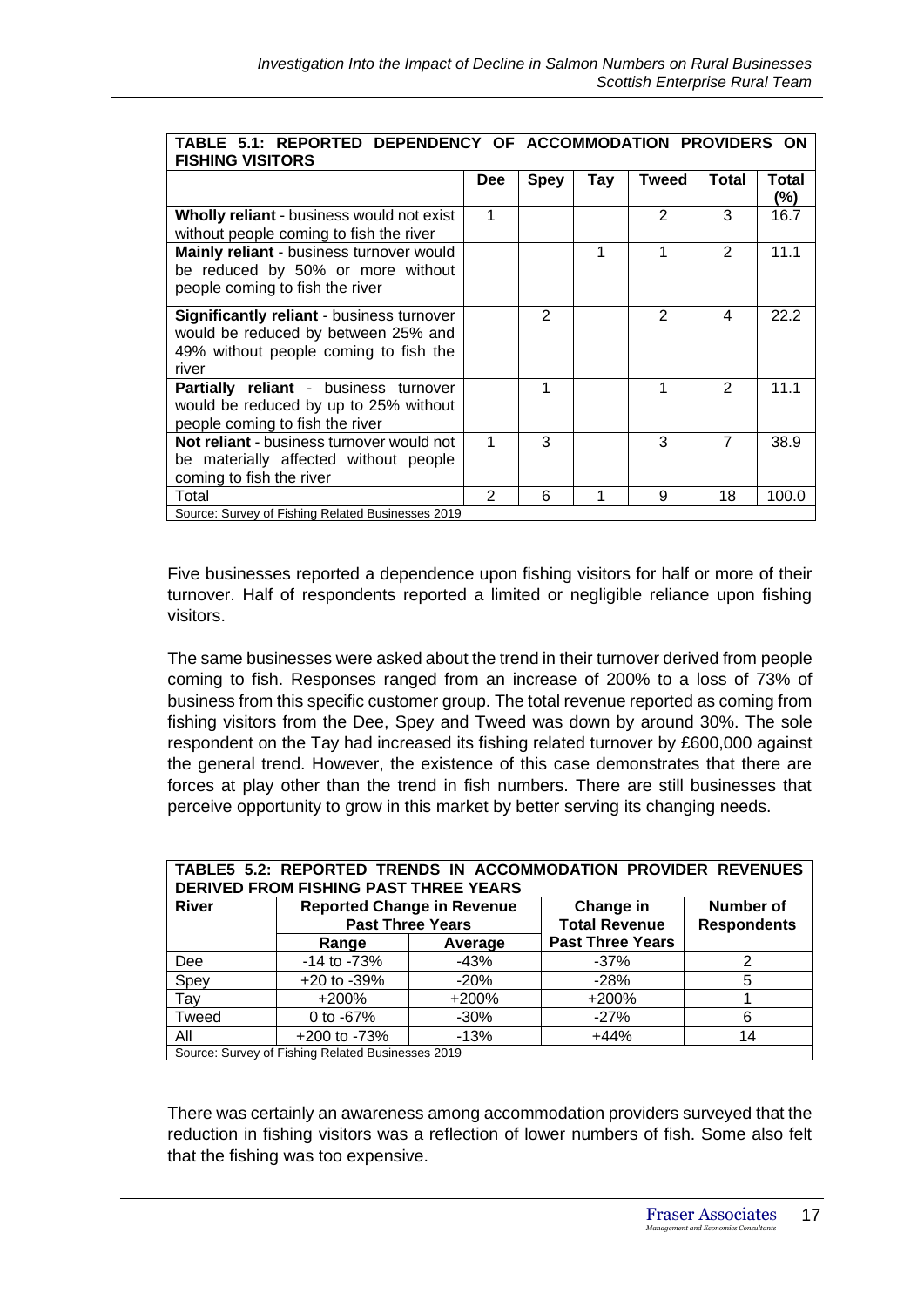| TABLE 5.1: REPORTED DEPENDENCY OF ACCOMMODATION PROVIDERS ON FISHING VISITORS | | | | | | |
|---|---|---|---|---|---|---|
| | **Dee** | **Spey** | **Tay** | **Tweed** | **Total** | **Total (%)** |
| **Wholly reliant** - business would not exist without people coming to fish the river | 1 | | | 2 | 3 | 16.7 |
| **Mainly reliant** - business turnover would be reduced by 50% or more without people coming to fish the river | | | 1 | 1 | 2 | 11.1 |
| **Significantly reliant** - business turnover would be reduced by between 25% and 49% without people coming to fish the river | | 2 | | 2 | 4 | 22.2 |
| **Partially reliant** - business turnover would be reduced by up to 25% without people coming to fish the river | | 1 | | 1 | 2 | 11.1 |
| **Not reliant** - business turnover would not be materially affected without people coming to fish the river | 1 | 3 | | 3 | 7 | 38.9 |
| Total | 2 | 6 | 1 | 9 | 18 | 100.0 |

Source: Survey of Fishing Related Businesses 2019

Five businesses reported a dependence upon fishing visitors for half or more of their turnover. Half of respondents reported a limited or negligible reliance upon fishing visitors.

The same businesses were asked about the trend in their turnover derived from people coming to fish. Responses ranged from an increase of 200% to a loss of 73% of business from this specific customer group. The total revenue reported as coming from fishing visitors from the Dee, Spey and Tweed was down by around 30%. The sole respondent on the Tay had increased its fishing related turnover by £600,000 against the general trend. However, the existence of this case demonstrates that there are forces at play other than the trend in fish numbers. There are still businesses that perceive opportunity to grow in this market by better serving its changing needs.

| TABLE5 5.2: REPORTED TRENDS IN ACCOMMODATION PROVIDER REVENUES DERIVED FROM FISHING PAST THREE YEARS | | | | |
|---|---|---|---|---|
| **River** | **Reported Change in Revenue Past Three Years** | | **Change in Total Revenue Past Three Years** | **Number of Respondents** |
| | **Range** | **Average** | | |
| Dee | -14 to -73% | -43% | -37% | 2 |
| Spey | +20 to -39% | -20% | -28% | 5 |
| Tay | +200% | +200% | +200% | 1 |
| Tweed | 0 to -67% | -30% | -27% | 6 |
| All | +200 to -73% | -13% | +44% | 14 |

Source: Survey of Fishing Related Businesses 2019

There was certainly an awareness among accommodation providers surveyed that the reduction in fishing visitors was a reflection of lower numbers of fish. Some also felt that the fishing was too expensive.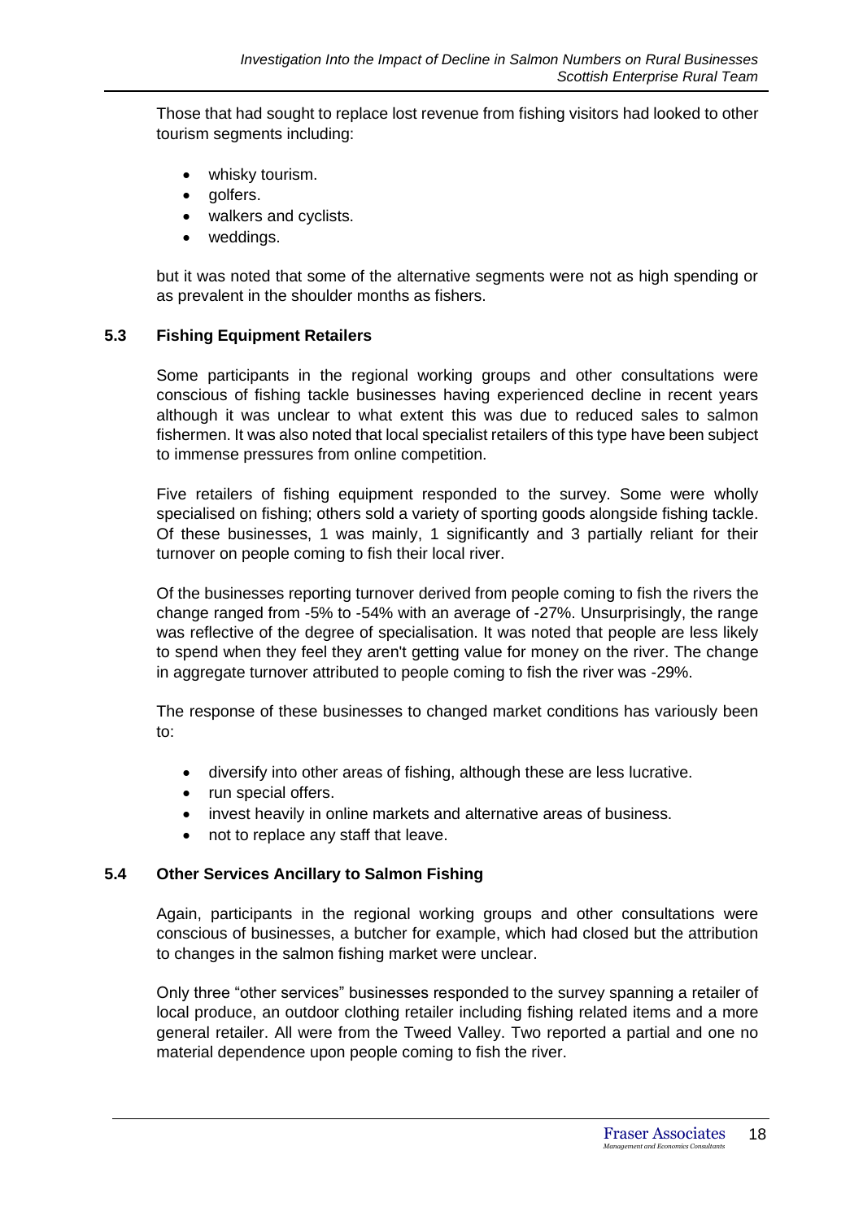Those that had sought to replace lost revenue from fishing visitors had looked to other tourism segments including:

- whisky tourism.
- golfers.
- walkers and cyclists.
- weddings.

but it was noted that some of the alternative segments were not as high spending or as prevalent in the shoulder months as fishers.

## 5.3 Fishing Equipment Retailers

Some participants in the regional working groups and other consultations were conscious of fishing tackle businesses having experienced decline in recent years although it was unclear to what extent this was due to reduced sales to salmon fishermen. It was also noted that local specialist retailers of this type have been subject to immense pressures from online competition.

Five retailers of fishing equipment responded to the survey. Some were wholly specialised on fishing; others sold a variety of sporting goods alongside fishing tackle. Of these businesses, 1 was mainly, 1 significantly and 3 partially reliant for their turnover on people coming to fish their local river.

Of the businesses reporting turnover derived from people coming to fish the rivers the change ranged from -5% to -54% with an average of -27%. Unsurprisingly, the range was reflective of the degree of specialisation. It was noted that people are less likely to spend when they feel they aren't getting value for money on the river. The change in aggregate turnover attributed to people coming to fish the river was -29%.

The response of these businesses to changed market conditions has variously been to:

- diversify into other areas of fishing, although these are less lucrative.
- run special offers.
- invest heavily in online markets and alternative areas of business.
- not to replace any staff that leave.

## 5.4 Other Services Ancillary to Salmon Fishing

Again, participants in the regional working groups and other consultations were conscious of businesses, a butcher for example, which had closed but the attribution to changes in the salmon fishing market were unclear.

Only three "other services" businesses responded to the survey spanning a retailer of local produce, an outdoor clothing retailer including fishing related items and a more general retailer. All were from the Tweed Valley. Two reported a partial and one no material dependence upon people coming to fish the river.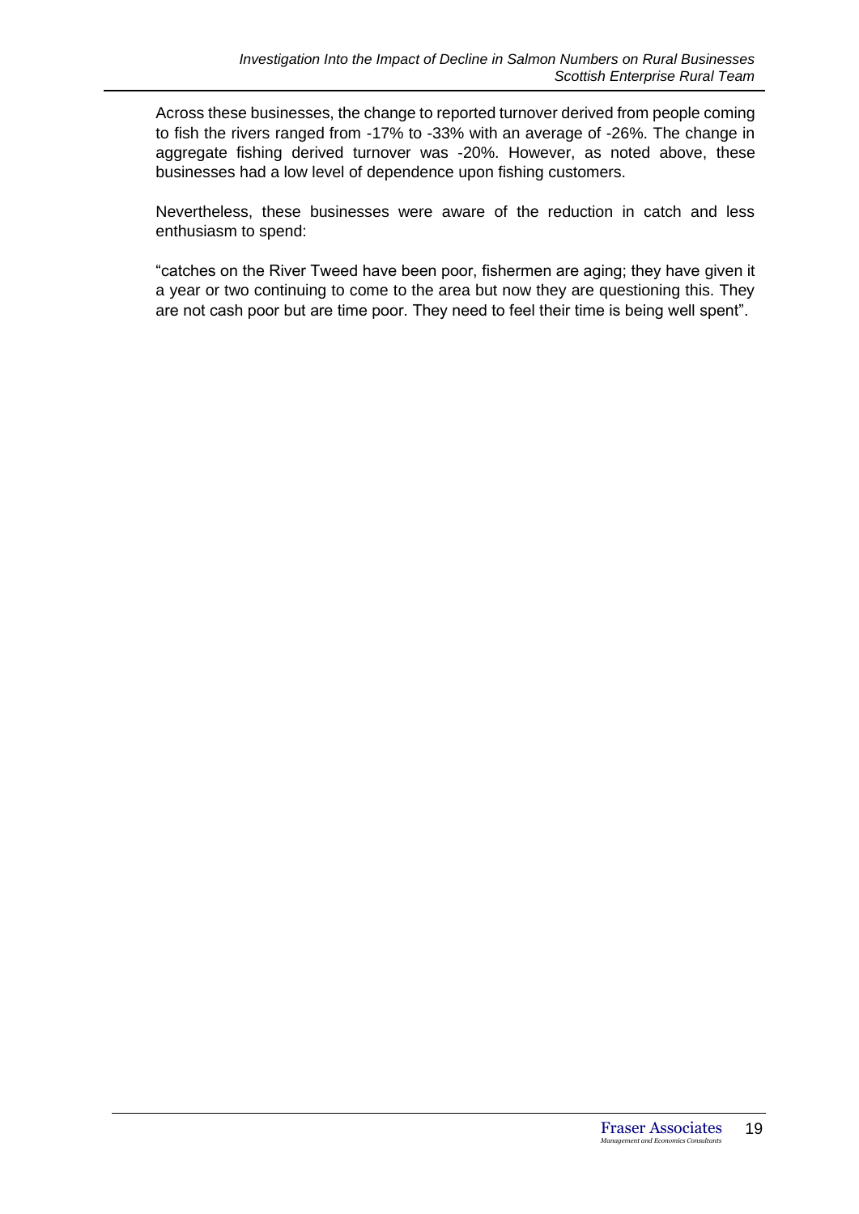Across these businesses, the change to reported turnover derived from people coming to fish the rivers ranged from -17% to -33% with an average of -26%. The change in aggregate fishing derived turnover was -20%. However, as noted above, these businesses had a low level of dependence upon fishing customers.

Nevertheless, these businesses were aware of the reduction in catch and less enthusiasm to spend:

"catches on the River Tweed have been poor, fishermen are aging; they have given it a year or two continuing to come to the area but now they are questioning this. They are not cash poor but are time poor. They need to feel their time is being well spent".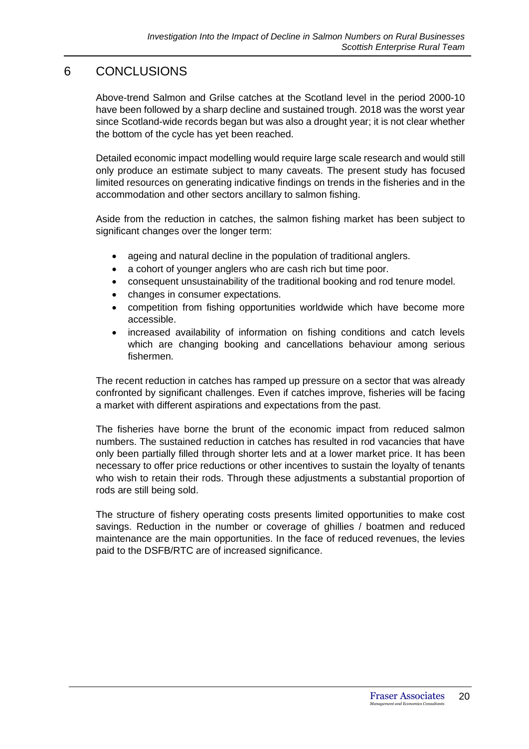# 6 CONCLUSIONS

Above-trend Salmon and Grilse catches at the Scotland level in the period 2000-10 have been followed by a sharp decline and sustained trough. 2018 was the worst year since Scotland-wide records began but was also a drought year; it is not clear whether the bottom of the cycle has yet been reached.

Detailed economic impact modelling would require large scale research and would still only produce an estimate subject to many caveats. The present study has focused limited resources on generating indicative findings on trends in the fisheries and in the accommodation and other sectors ancillary to salmon fishing.

Aside from the reduction in catches, the salmon fishing market has been subject to significant changes over the longer term:

- ageing and natural decline in the population of traditional anglers.
- a cohort of younger anglers who are cash rich but time poor.
- consequent unsustainability of the traditional booking and rod tenure model.
- changes in consumer expectations.
- competition from fishing opportunities worldwide which have become more accessible.
- increased availability of information on fishing conditions and catch levels which are changing booking and cancellations behaviour among serious fishermen.

The recent reduction in catches has ramped up pressure on a sector that was already confronted by significant challenges. Even if catches improve, fisheries will be facing a market with different aspirations and expectations from the past.

The fisheries have borne the brunt of the economic impact from reduced salmon numbers. The sustained reduction in catches has resulted in rod vacancies that have only been partially filled through shorter lets and at a lower market price. It has been necessary to offer price reductions or other incentives to sustain the loyalty of tenants who wish to retain their rods. Through these adjustments a substantial proportion of rods are still being sold.

The structure of fishery operating costs presents limited opportunities to make cost savings. Reduction in the number or coverage of ghillies / boatmen and reduced maintenance are the main opportunities. In the face of reduced revenues, the levies paid to the DSFB/RTC are of increased significance.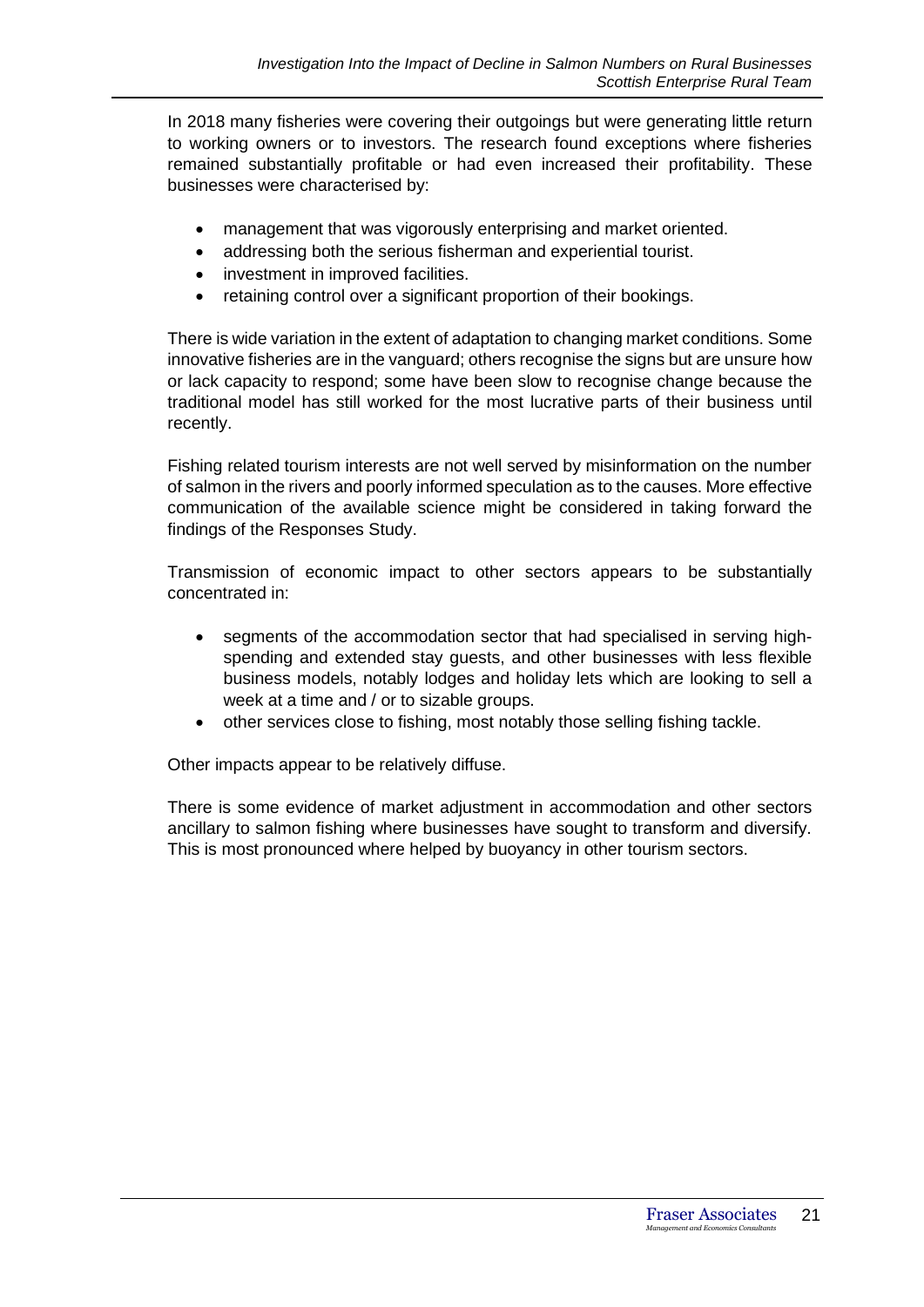In 2018 many fisheries were covering their outgoings but were generating little return to working owners or to investors. The research found exceptions where fisheries remained substantially profitable or had even increased their profitability. These businesses were characterised by:

- management that was vigorously enterprising and market oriented.
- addressing both the serious fisherman and experiential tourist.
- investment in improved facilities.
- retaining control over a significant proportion of their bookings.

There is wide variation in the extent of adaptation to changing market conditions. Some innovative fisheries are in the vanguard; others recognise the signs but are unsure how or lack capacity to respond; some have been slow to recognise change because the traditional model has still worked for the most lucrative parts of their business until recently.

Fishing related tourism interests are not well served by misinformation on the number of salmon in the rivers and poorly informed speculation as to the causes. More effective communication of the available science might be considered in taking forward the findings of the Responses Study.

Transmission of economic impact to other sectors appears to be substantially concentrated in:

- segments of the accommodation sector that had specialised in serving high-spending and extended stay guests, and other businesses with less flexible business models, notably lodges and holiday lets which are looking to sell a week at a time and / or to sizable groups.
- other services close to fishing, most notably those selling fishing tackle.

Other impacts appear to be relatively diffuse.

There is some evidence of market adjustment in accommodation and other sectors ancillary to salmon fishing where businesses have sought to transform and diversify. This is most pronounced where helped by buoyancy in other tourism sectors.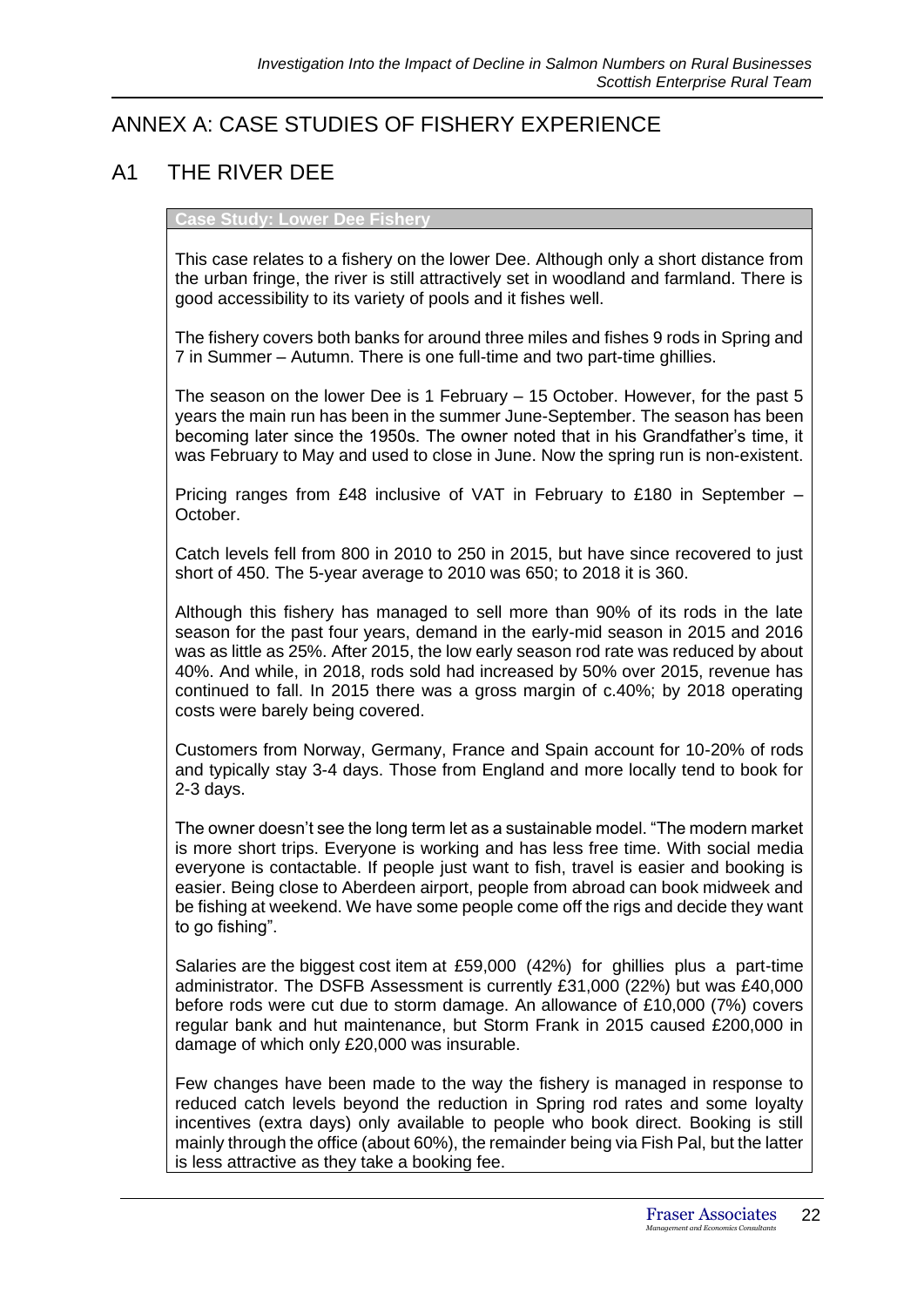# ANNEX A: CASE STUDIES OF FISHERY EXPERIENCE

## A1 THE RIVER DEE

**Case Study: Lower Dee Fishery**

This case relates to a fishery on the lower Dee. Although only a short distance from the urban fringe, the river is still attractively set in woodland and farmland. There is good accessibility to its variety of pools and it fishes well.

The fishery covers both banks for around three miles and fishes 9 rods in Spring and 7 in Summer – Autumn. There is one full-time and two part-time ghillies.

The season on the lower Dee is 1 February – 15 October. However, for the past 5 years the main run has been in the summer June-September. The season has been becoming later since the 1950s. The owner noted that in his Grandfather's time, it was February to May and used to close in June. Now the spring run is non-existent.

Pricing ranges from £48 inclusive of VAT in February to £180 in September – October.

Catch levels fell from 800 in 2010 to 250 in 2015, but have since recovered to just short of 450. The 5-year average to 2010 was 650; to 2018 it is 360.

Although this fishery has managed to sell more than 90% of its rods in the late season for the past four years, demand in the early-mid season in 2015 and 2016 was as little as 25%. After 2015, the low early season rod rate was reduced by about 40%. And while, in 2018, rods sold had increased by 50% over 2015, revenue has continued to fall. In 2015 there was a gross margin of c.40%; by 2018 operating costs were barely being covered.

Customers from Norway, Germany, France and Spain account for 10-20% of rods and typically stay 3-4 days. Those from England and more locally tend to book for 2-3 days.

The owner doesn't see the long term let as a sustainable model. "The modern market is more short trips. Everyone is working and has less free time. With social media everyone is contactable. If people just want to fish, travel is easier and booking is easier. Being close to Aberdeen airport, people from abroad can book midweek and be fishing at weekend. We have some people come off the rigs and decide they want to go fishing".

Salaries are the biggest cost item at £59,000 (42%) for ghillies plus a part-time administrator. The DSFB Assessment is currently £31,000 (22%) but was £40,000 before rods were cut due to storm damage. An allowance of £10,000 (7%) covers regular bank and hut maintenance, but Storm Frank in 2015 caused £200,000 in damage of which only £20,000 was insurable.

Few changes have been made to the way the fishery is managed in response to reduced catch levels beyond the reduction in Spring rod rates and some loyalty incentives (extra days) only available to people who book direct. Booking is still mainly through the office (about 60%), the remainder being via Fish Pal, but the latter is less attractive as they take a booking fee.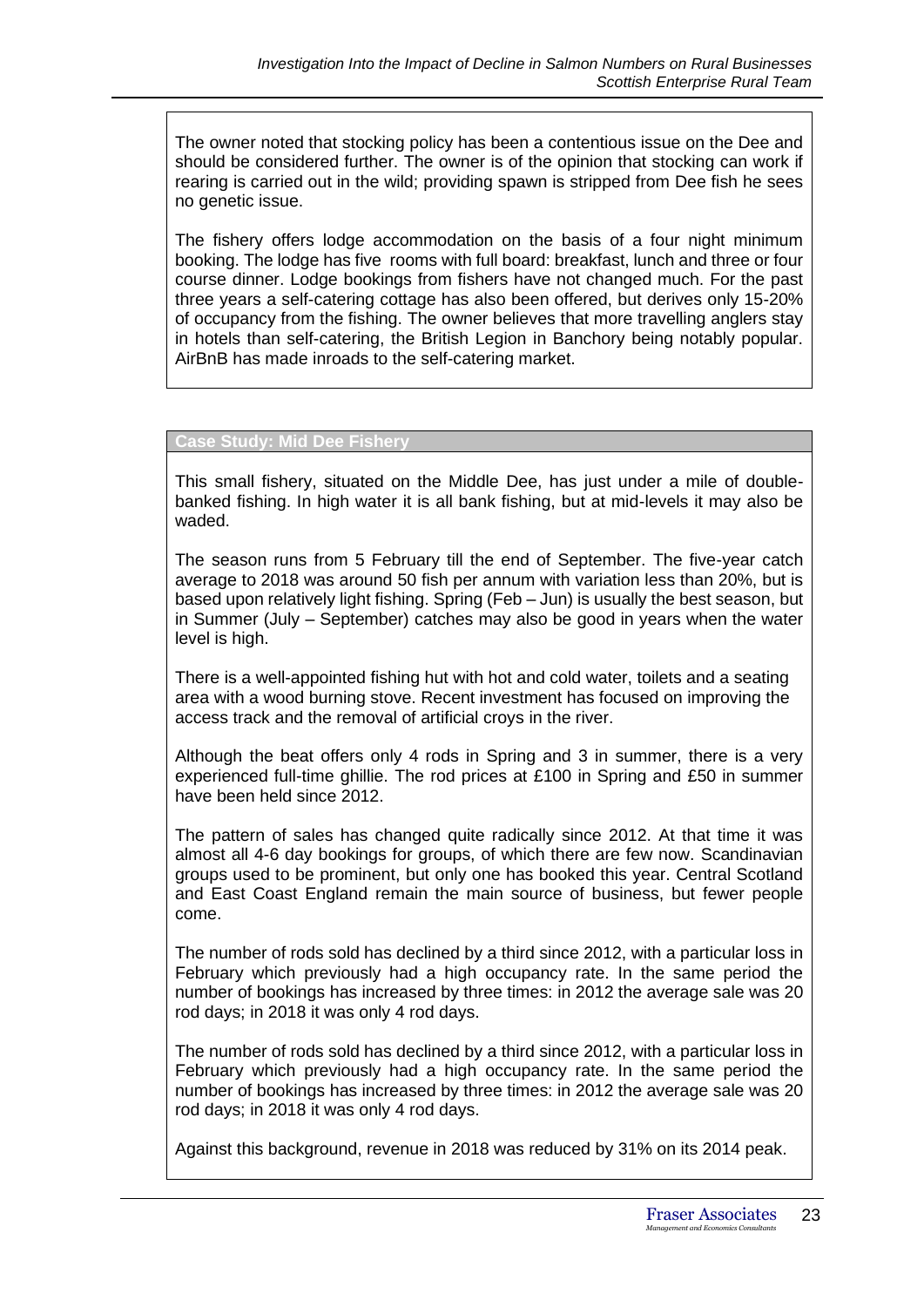The owner noted that stocking policy has been a contentious issue on the Dee and should be considered further. The owner is of the opinion that stocking can work if rearing is carried out in the wild; providing spawn is stripped from Dee fish he sees no genetic issue.

The fishery offers lodge accommodation on the basis of a four night minimum booking. The lodge has five rooms with full board: breakfast, lunch and three or four course dinner. Lodge bookings from fishers have not changed much. For the past three years a self-catering cottage has also been offered, but derives only 15-20% of occupancy from the fishing. The owner believes that more travelling anglers stay in hotels than self-catering, the British Legion in Banchory being notably popular. AirBnB has made inroads to the self-catering market.

**Case Study: Mid Dee Fishery**

This small fishery, situated on the Middle Dee, has just under a mile of double-banked fishing. In high water it is all bank fishing, but at mid-levels it may also be waded.

The season runs from 5 February till the end of September. The five-year catch average to 2018 was around 50 fish per annum with variation less than 20%, but is based upon relatively light fishing. Spring (Feb – Jun) is usually the best season, but in Summer (July – September) catches may also be good in years when the water level is high.

There is a well-appointed fishing hut with hot and cold water, toilets and a seating area with a wood burning stove. Recent investment has focused on improving the access track and the removal of artificial croys in the river.

Although the beat offers only 4 rods in Spring and 3 in summer, there is a very experienced full-time ghillie. The rod prices at £100 in Spring and £50 in summer have been held since 2012.

The pattern of sales has changed quite radically since 2012. At that time it was almost all 4-6 day bookings for groups, of which there are few now. Scandinavian groups used to be prominent, but only one has booked this year. Central Scotland and East Coast England remain the main source of business, but fewer people come.

The number of rods sold has declined by a third since 2012, with a particular loss in February which previously had a high occupancy rate. In the same period the number of bookings has increased by three times: in 2012 the average sale was 20 rod days; in 2018 it was only 4 rod days.

The number of rods sold has declined by a third since 2012, with a particular loss in February which previously had a high occupancy rate. In the same period the number of bookings has increased by three times: in 2012 the average sale was 20 rod days; in 2018 it was only 4 rod days.

Against this background, revenue in 2018 was reduced by 31% on its 2014 peak.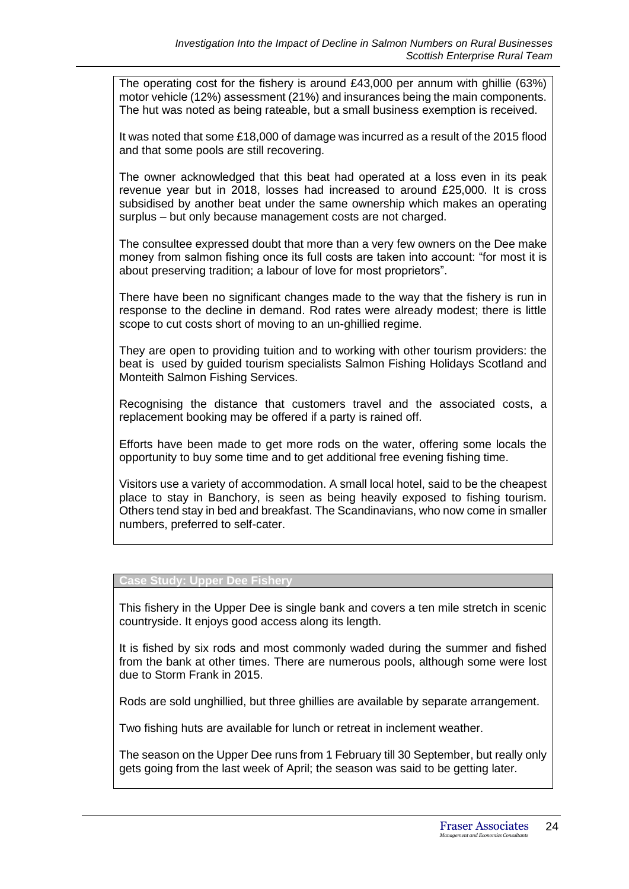The operating cost for the fishery is around £43,000 per annum with ghillie (63%) motor vehicle (12%) assessment (21%) and insurances being the main components. The hut was noted as being rateable, but a small business exemption is received.

It was noted that some £18,000 of damage was incurred as a result of the 2015 flood and that some pools are still recovering.

The owner acknowledged that this beat had operated at a loss even in its peak revenue year but in 2018, losses had increased to around £25,000. It is cross subsidised by another beat under the same ownership which makes an operating surplus – but only because management costs are not charged.

The consultee expressed doubt that more than a very few owners on the Dee make money from salmon fishing once its full costs are taken into account: "for most it is about preserving tradition; a labour of love for most proprietors".

There have been no significant changes made to the way that the fishery is run in response to the decline in demand. Rod rates were already modest; there is little scope to cut costs short of moving to an un-ghillied regime.

They are open to providing tuition and to working with other tourism providers: the beat is used by guided tourism specialists Salmon Fishing Holidays Scotland and Monteith Salmon Fishing Services.

Recognising the distance that customers travel and the associated costs, a replacement booking may be offered if a party is rained off.

Efforts have been made to get more rods on the water, offering some locals the opportunity to buy some time and to get additional free evening fishing time.

Visitors use a variety of accommodation. A small local hotel, said to be the cheapest place to stay in Banchory, is seen as being heavily exposed to fishing tourism. Others tend stay in bed and breakfast. The Scandinavians, who now come in smaller numbers, preferred to self-cater.

**Case Study: Upper Dee Fishery**

This fishery in the Upper Dee is single bank and covers a ten mile stretch in scenic countryside. It enjoys good access along its length.

It is fished by six rods and most commonly waded during the summer and fished from the bank at other times. There are numerous pools, although some were lost due to Storm Frank in 2015.

Rods are sold unghillied, but three ghillies are available by separate arrangement.

Two fishing huts are available for lunch or retreat in inclement weather.

The season on the Upper Dee runs from 1 February till 30 September, but really only gets going from the last week of April; the season was said to be getting later.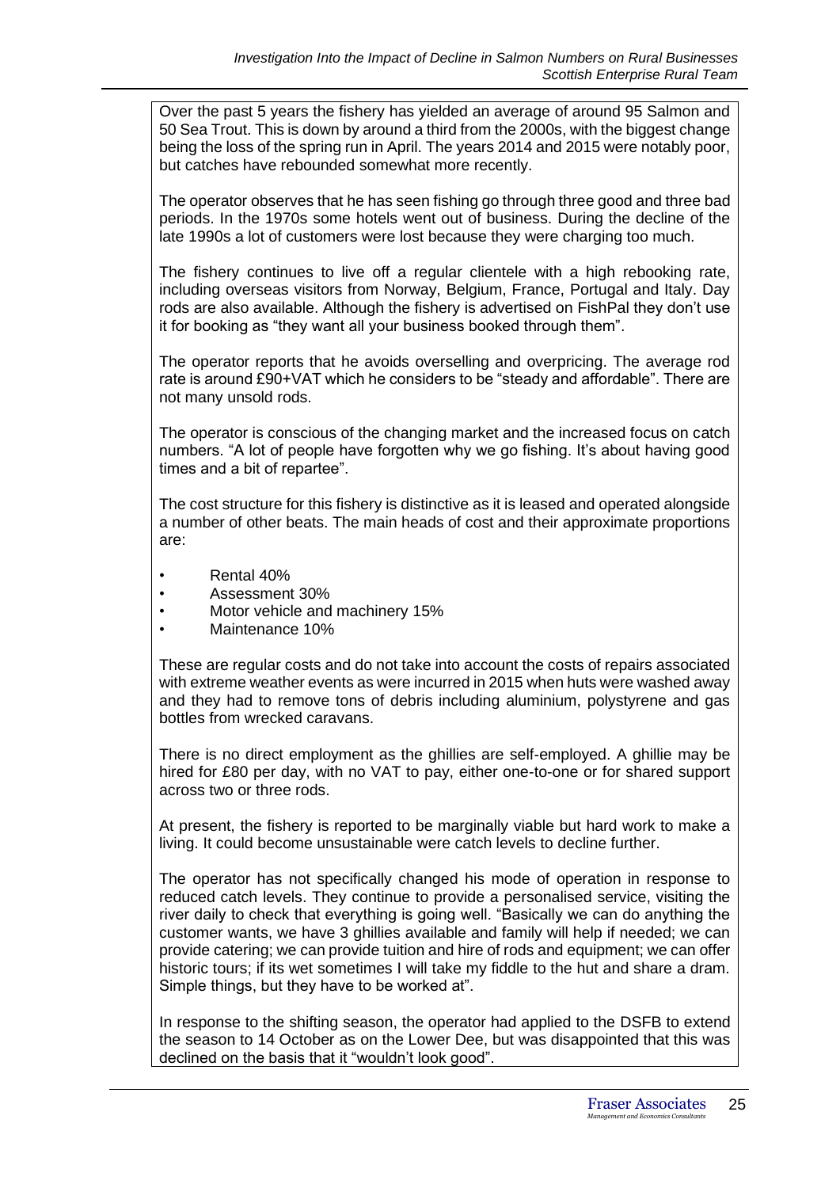Over the past 5 years the fishery has yielded an average of around 95 Salmon and 50 Sea Trout. This is down by around a third from the 2000s, with the biggest change being the loss of the spring run in April. The years 2014 and 2015 were notably poor, but catches have rebounded somewhat more recently.

The operator observes that he has seen fishing go through three good and three bad periods. In the 1970s some hotels went out of business. During the decline of the late 1990s a lot of customers were lost because they were charging too much.

The fishery continues to live off a regular clientele with a high rebooking rate, including overseas visitors from Norway, Belgium, France, Portugal and Italy. Day rods are also available. Although the fishery is advertised on FishPal they don't use it for booking as "they want all your business booked through them".

The operator reports that he avoids overselling and overpricing. The average rod rate is around £90+VAT which he considers to be "steady and affordable". There are not many unsold rods.

The operator is conscious of the changing market and the increased focus on catch numbers. "A lot of people have forgotten why we go fishing. It's about having good times and a bit of repartee".

The cost structure for this fishery is distinctive as it is leased and operated alongside a number of other beats. The main heads of cost and their approximate proportions are:

- Rental 40%
- Assessment 30%
- Motor vehicle and machinery 15%
- Maintenance 10%

These are regular costs and do not take into account the costs of repairs associated with extreme weather events as were incurred in 2015 when huts were washed away and they had to remove tons of debris including aluminium, polystyrene and gas bottles from wrecked caravans.

There is no direct employment as the ghillies are self-employed. A ghillie may be hired for £80 per day, with no VAT to pay, either one-to-one or for shared support across two or three rods.

At present, the fishery is reported to be marginally viable but hard work to make a living. It could become unsustainable were catch levels to decline further.

The operator has not specifically changed his mode of operation in response to reduced catch levels. They continue to provide a personalised service, visiting the river daily to check that everything is going well. "Basically we can do anything the customer wants, we have 3 ghillies available and family will help if needed; we can provide catering; we can provide tuition and hire of rods and equipment; we can offer historic tours; if its wet sometimes I will take my fiddle to the hut and share a dram. Simple things, but they have to be worked at".

In response to the shifting season, the operator had applied to the DSFB to extend the season to 14 October as on the Lower Dee, but was disappointed that this was declined on the basis that it "wouldn't look good".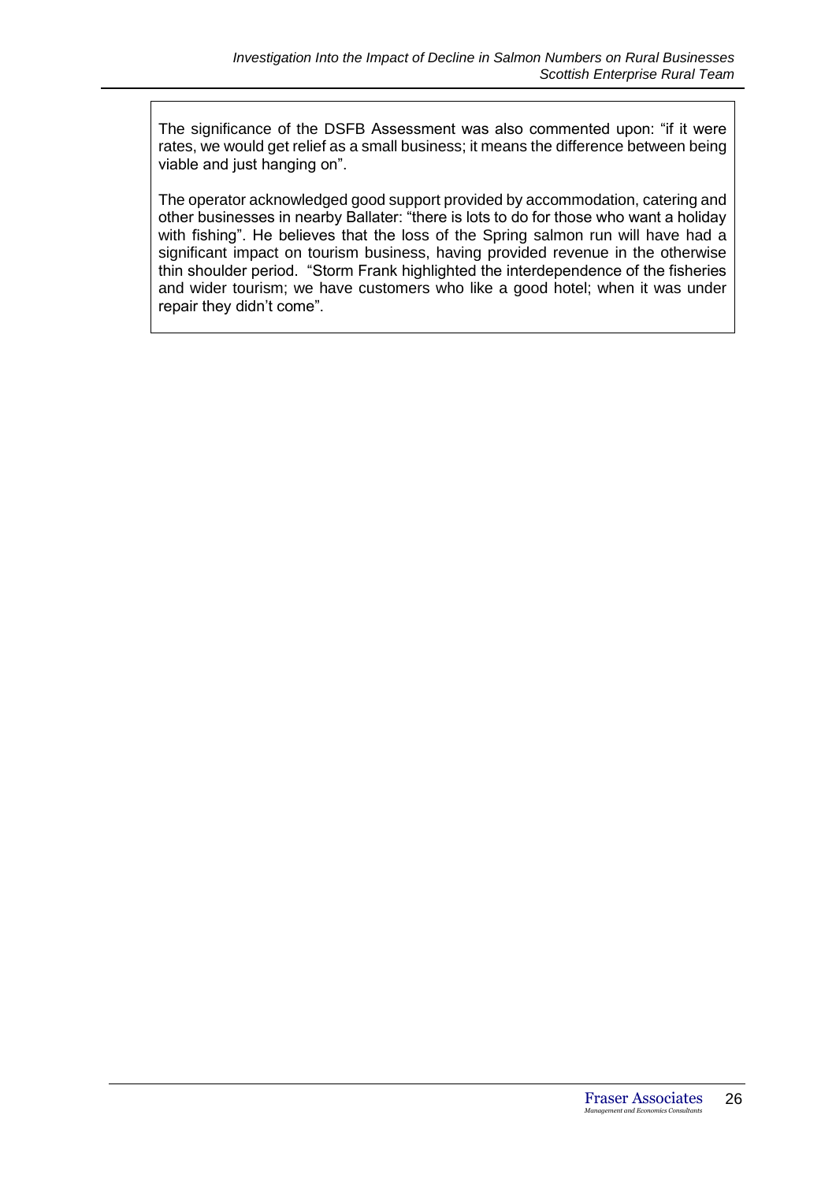The significance of the DSFB Assessment was also commented upon: "if it were rates, we would get relief as a small business; it means the difference between being viable and just hanging on".

The operator acknowledged good support provided by accommodation, catering and other businesses in nearby Ballater: "there is lots to do for those who want a holiday with fishing". He believes that the loss of the Spring salmon run will have had a significant impact on tourism business, having provided revenue in the otherwise thin shoulder period. "Storm Frank highlighted the interdependence of the fisheries and wider tourism; we have customers who like a good hotel; when it was under repair they didn't come".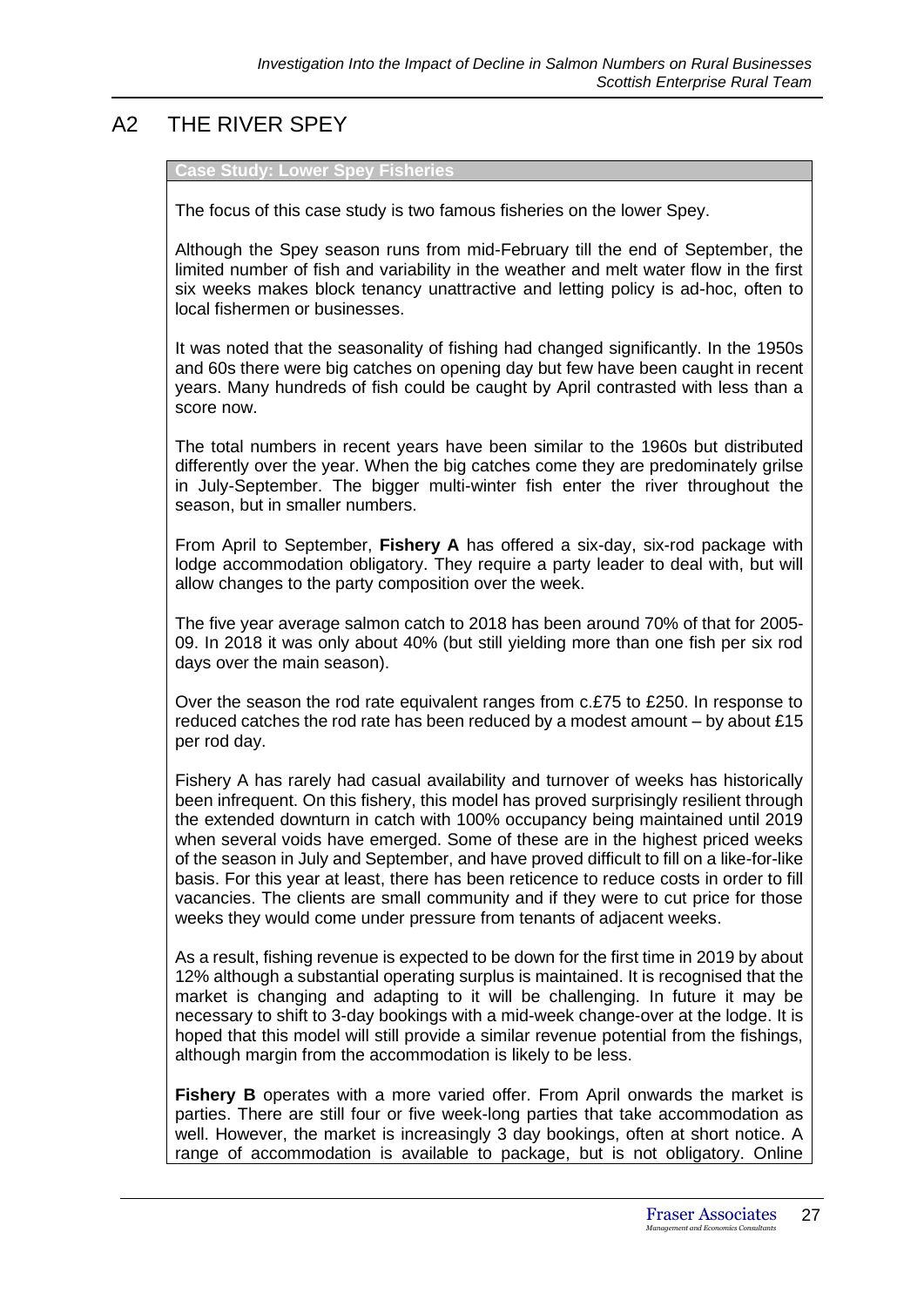# A2 THE RIVER SPEY

**Case Study: Lower Spey Fisheries**

The focus of this case study is two famous fisheries on the lower Spey.

Although the Spey season runs from mid-February till the end of September, the limited number of fish and variability in the weather and melt water flow in the first six weeks makes block tenancy unattractive and letting policy is ad-hoc, often to local fishermen or businesses.

It was noted that the seasonality of fishing had changed significantly. In the 1950s and 60s there were big catches on opening day but few have been caught in recent years. Many hundreds of fish could be caught by April contrasted with less than a score now.

The total numbers in recent years have been similar to the 1960s but distributed differently over the year. When the big catches come they are predominately grilse in July-September. The bigger multi-winter fish enter the river throughout the season, but in smaller numbers.

From April to September, **Fishery A** has offered a six-day, six-rod package with lodge accommodation obligatory. They require a party leader to deal with, but will allow changes to the party composition over the week.

The five year average salmon catch to 2018 has been around 70% of that for 2005-09. In 2018 it was only about 40% (but still yielding more than one fish per six rod days over the main season).

Over the season the rod rate equivalent ranges from c.£75 to £250. In response to reduced catches the rod rate has been reduced by a modest amount – by about £15 per rod day.

Fishery A has rarely had casual availability and turnover of weeks has historically been infrequent. On this fishery, this model has proved surprisingly resilient through the extended downturn in catch with 100% occupancy being maintained until 2019 when several voids have emerged. Some of these are in the highest priced weeks of the season in July and September, and have proved difficult to fill on a like-for-like basis. For this year at least, there has been reticence to reduce costs in order to fill vacancies. The clients are small community and if they were to cut price for those weeks they would come under pressure from tenants of adjacent weeks.

As a result, fishing revenue is expected to be down for the first time in 2019 by about 12% although a substantial operating surplus is maintained. It is recognised that the market is changing and adapting to it will be challenging. In future it may be necessary to shift to 3-day bookings with a mid-week change-over at the lodge. It is hoped that this model will still provide a similar revenue potential from the fishings, although margin from the accommodation is likely to be less.

**Fishery B** operates with a more varied offer. From April onwards the market is parties. There are still four or five week-long parties that take accommodation as well. However, the market is increasingly 3 day bookings, often at short notice. A range of accommodation is available to package, but is not obligatory. Online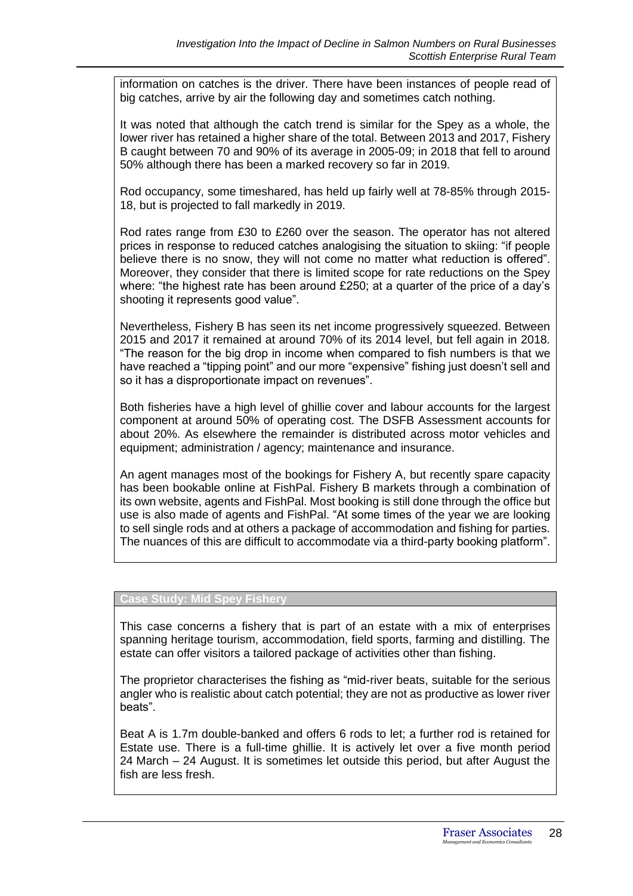information on catches is the driver. There have been instances of people read of big catches, arrive by air the following day and sometimes catch nothing.

It was noted that although the catch trend is similar for the Spey as a whole, the lower river has retained a higher share of the total. Between 2013 and 2017, Fishery B caught between 70 and 90% of its average in 2005-09; in 2018 that fell to around 50% although there has been a marked recovery so far in 2019.

Rod occupancy, some timeshared, has held up fairly well at 78-85% through 2015-18, but is projected to fall markedly in 2019.

Rod rates range from £30 to £260 over the season. The operator has not altered prices in response to reduced catches analogising the situation to skiing: "if people believe there is no snow, they will not come no matter what reduction is offered". Moreover, they consider that there is limited scope for rate reductions on the Spey where: "the highest rate has been around £250; at a quarter of the price of a day's shooting it represents good value".

Nevertheless, Fishery B has seen its net income progressively squeezed. Between 2015 and 2017 it remained at around 70% of its 2014 level, but fell again in 2018. "The reason for the big drop in income when compared to fish numbers is that we have reached a "tipping point" and our more "expensive" fishing just doesn't sell and so it has a disproportionate impact on revenues".

Both fisheries have a high level of ghillie cover and labour accounts for the largest component at around 50% of operating cost. The DSFB Assessment accounts for about 20%. As elsewhere the remainder is distributed across motor vehicles and equipment; administration / agency; maintenance and insurance.

An agent manages most of the bookings for Fishery A, but recently spare capacity has been bookable online at FishPal. Fishery B markets through a combination of its own website, agents and FishPal. Most booking is still done through the office but use is also made of agents and FishPal. "At some times of the year we are looking to sell single rods and at others a package of accommodation and fishing for parties. The nuances of this are difficult to accommodate via a third-party booking platform".

**Case Study: Mid Spey Fishery**

This case concerns a fishery that is part of an estate with a mix of enterprises spanning heritage tourism, accommodation, field sports, farming and distilling. The estate can offer visitors a tailored package of activities other than fishing.

The proprietor characterises the fishing as "mid-river beats, suitable for the serious angler who is realistic about catch potential; they are not as productive as lower river beats".

Beat A is 1.7m double-banked and offers 6 rods to let; a further rod is retained for Estate use. There is a full-time ghillie. It is actively let over a five month period 24 March – 24 August. It is sometimes let outside this period, but after August the fish are less fresh.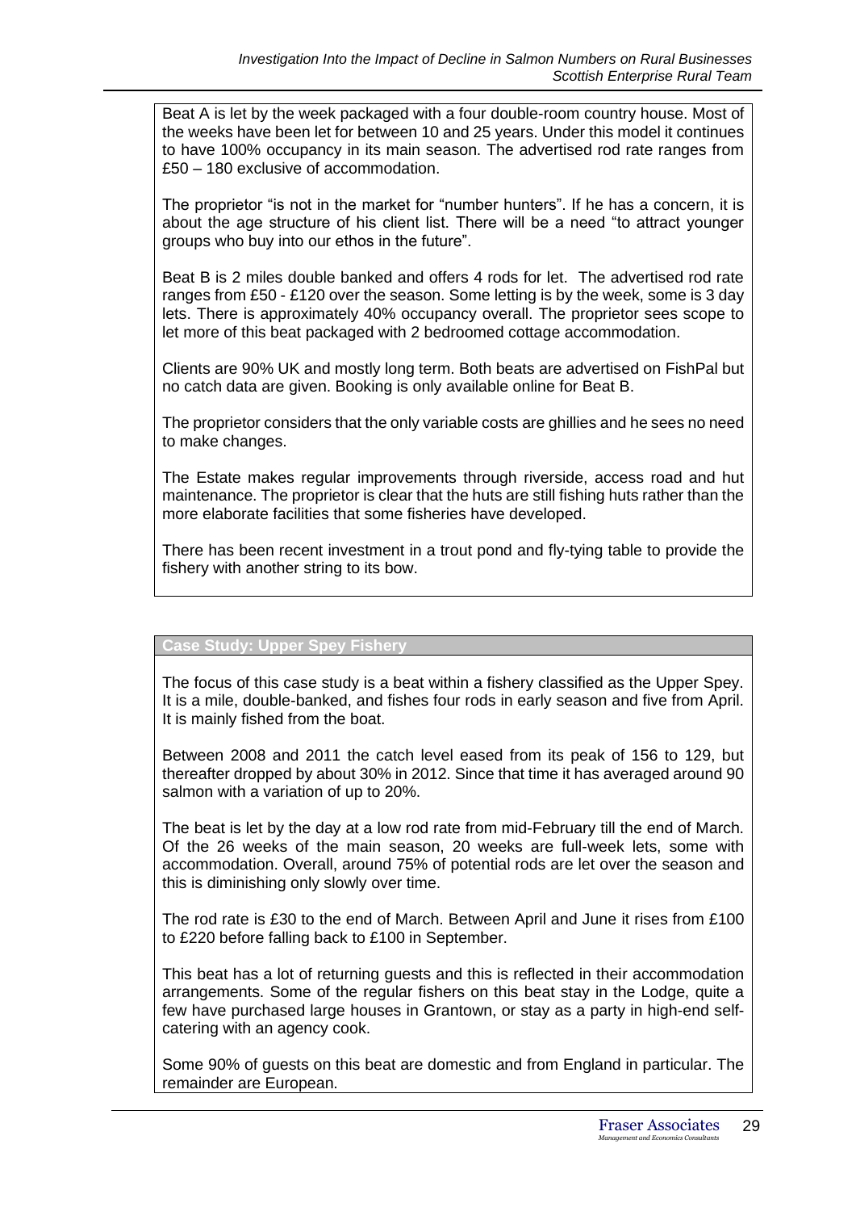Beat A is let by the week packaged with a four double-room country house. Most of the weeks have been let for between 10 and 25 years. Under this model it continues to have 100% occupancy in its main season. The advertised rod rate ranges from £50 – 180 exclusive of accommodation.

The proprietor "is not in the market for "number hunters". If he has a concern, it is about the age structure of his client list. There will be a need "to attract younger groups who buy into our ethos in the future".

Beat B is 2 miles double banked and offers 4 rods for let. The advertised rod rate ranges from £50 - £120 over the season. Some letting is by the week, some is 3 day lets. There is approximately 40% occupancy overall. The proprietor sees scope to let more of this beat packaged with 2 bedroomed cottage accommodation.

Clients are 90% UK and mostly long term. Both beats are advertised on FishPal but no catch data are given. Booking is only available online for Beat B.

The proprietor considers that the only variable costs are ghillies and he sees no need to make changes.

The Estate makes regular improvements through riverside, access road and hut maintenance. The proprietor is clear that the huts are still fishing huts rather than the more elaborate facilities that some fisheries have developed.

There has been recent investment in a trout pond and fly-tying table to provide the fishery with another string to its bow.

**Case Study: Upper Spey Fishery**

The focus of this case study is a beat within a fishery classified as the Upper Spey. It is a mile, double-banked, and fishes four rods in early season and five from April. It is mainly fished from the boat.

Between 2008 and 2011 the catch level eased from its peak of 156 to 129, but thereafter dropped by about 30% in 2012. Since that time it has averaged around 90 salmon with a variation of up to 20%.

The beat is let by the day at a low rod rate from mid-February till the end of March. Of the 26 weeks of the main season, 20 weeks are full-week lets, some with accommodation. Overall, around 75% of potential rods are let over the season and this is diminishing only slowly over time.

The rod rate is £30 to the end of March. Between April and June it rises from £100 to £220 before falling back to £100 in September.

This beat has a lot of returning guests and this is reflected in their accommodation arrangements. Some of the regular fishers on this beat stay in the Lodge, quite a few have purchased large houses in Grantown, or stay as a party in high-end self-catering with an agency cook.

Some 90% of guests on this beat are domestic and from England in particular. The remainder are European.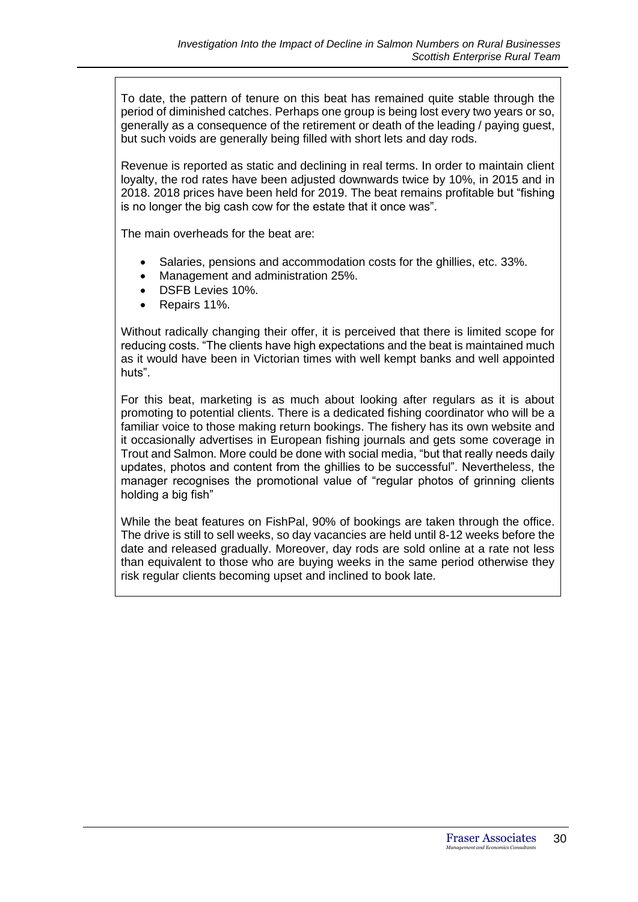To date, the pattern of tenure on this beat has remained quite stable through the period of diminished catches. Perhaps one group is being lost every two years or so, generally as a consequence of the retirement or death of the leading / paying guest, but such voids are generally being filled with short lets and day rods.

Revenue is reported as static and declining in real terms. In order to maintain client loyalty, the rod rates have been adjusted downwards twice by 10%, in 2015 and in 2018. 2018 prices have been held for 2019. The beat remains profitable but "fishing is no longer the big cash cow for the estate that it once was".

The main overheads for the beat are:

- Salaries, pensions and accommodation costs for the ghillies, etc. 33%.
- Management and administration 25%.
- DSFB Levies 10%.
- Repairs 11%.

Without radically changing their offer, it is perceived that there is limited scope for reducing costs. "The clients have high expectations and the beat is maintained much as it would have been in Victorian times with well kempt banks and well appointed huts".

For this beat, marketing is as much about looking after regulars as it is about promoting to potential clients. There is a dedicated fishing coordinator who will be a familiar voice to those making return bookings. The fishery has its own website and it occasionally advertises in European fishing journals and gets some coverage in Trout and Salmon. More could be done with social media, "but that really needs daily updates, photos and content from the ghillies to be successful". Nevertheless, the manager recognises the promotional value of "regular photos of grinning clients holding a big fish"

While the beat features on FishPal, 90% of bookings are taken through the office. The drive is still to sell weeks, so day vacancies are held until 8-12 weeks before the date and released gradually. Moreover, day rods are sold online at a rate not less than equivalent to those who are buying weeks in the same period otherwise they risk regular clients becoming upset and inclined to book late.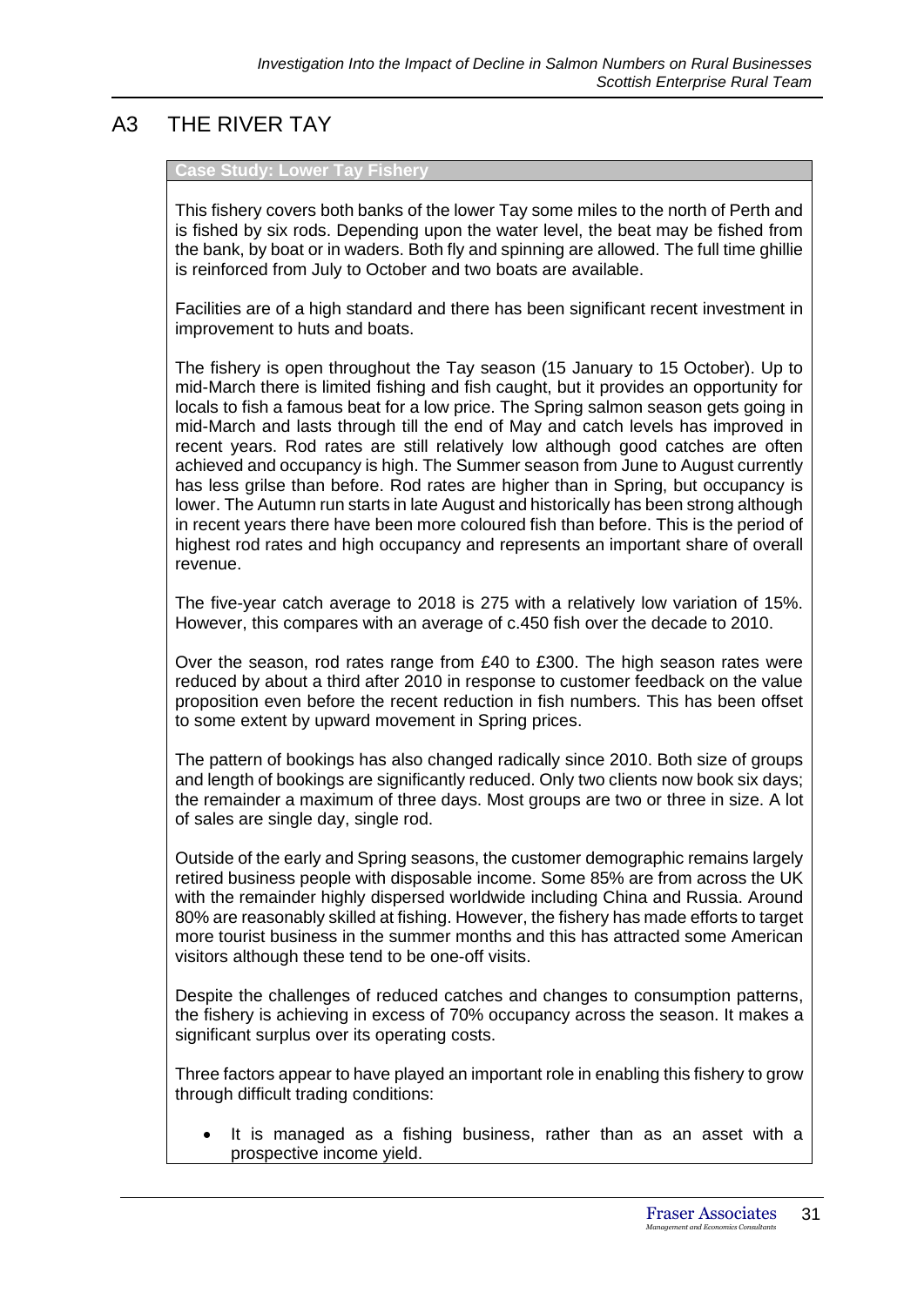# A3 THE RIVER TAY

**Case Study: Lower Tay Fishery**

This fishery covers both banks of the lower Tay some miles to the north of Perth and is fished by six rods. Depending upon the water level, the beat may be fished from the bank, by boat or in waders. Both fly and spinning are allowed. The full time ghillie is reinforced from July to October and two boats are available.

Facilities are of a high standard and there has been significant recent investment in improvement to huts and boats.

The fishery is open throughout the Tay season (15 January to 15 October). Up to mid-March there is limited fishing and fish caught, but it provides an opportunity for locals to fish a famous beat for a low price. The Spring salmon season gets going in mid-March and lasts through till the end of May and catch levels has improved in recent years. Rod rates are still relatively low although good catches are often achieved and occupancy is high. The Summer season from June to August currently has less grilse than before. Rod rates are higher than in Spring, but occupancy is lower. The Autumn run starts in late August and historically has been strong although in recent years there have been more coloured fish than before. This is the period of highest rod rates and high occupancy and represents an important share of overall revenue.

The five-year catch average to 2018 is 275 with a relatively low variation of 15%. However, this compares with an average of c.450 fish over the decade to 2010.

Over the season, rod rates range from £40 to £300. The high season rates were reduced by about a third after 2010 in response to customer feedback on the value proposition even before the recent reduction in fish numbers. This has been offset to some extent by upward movement in Spring prices.

The pattern of bookings has also changed radically since 2010. Both size of groups and length of bookings are significantly reduced. Only two clients now book six days; the remainder a maximum of three days. Most groups are two or three in size. A lot of sales are single day, single rod.

Outside of the early and Spring seasons, the customer demographic remains largely retired business people with disposable income. Some 85% are from across the UK with the remainder highly dispersed worldwide including China and Russia. Around 80% are reasonably skilled at fishing. However, the fishery has made efforts to target more tourist business in the summer months and this has attracted some American visitors although these tend to be one-off visits.

Despite the challenges of reduced catches and changes to consumption patterns, the fishery is achieving in excess of 70% occupancy across the season. It makes a significant surplus over its operating costs.

Three factors appear to have played an important role in enabling this fishery to grow through difficult trading conditions:

- It is managed as a fishing business, rather than as an asset with a prospective income yield.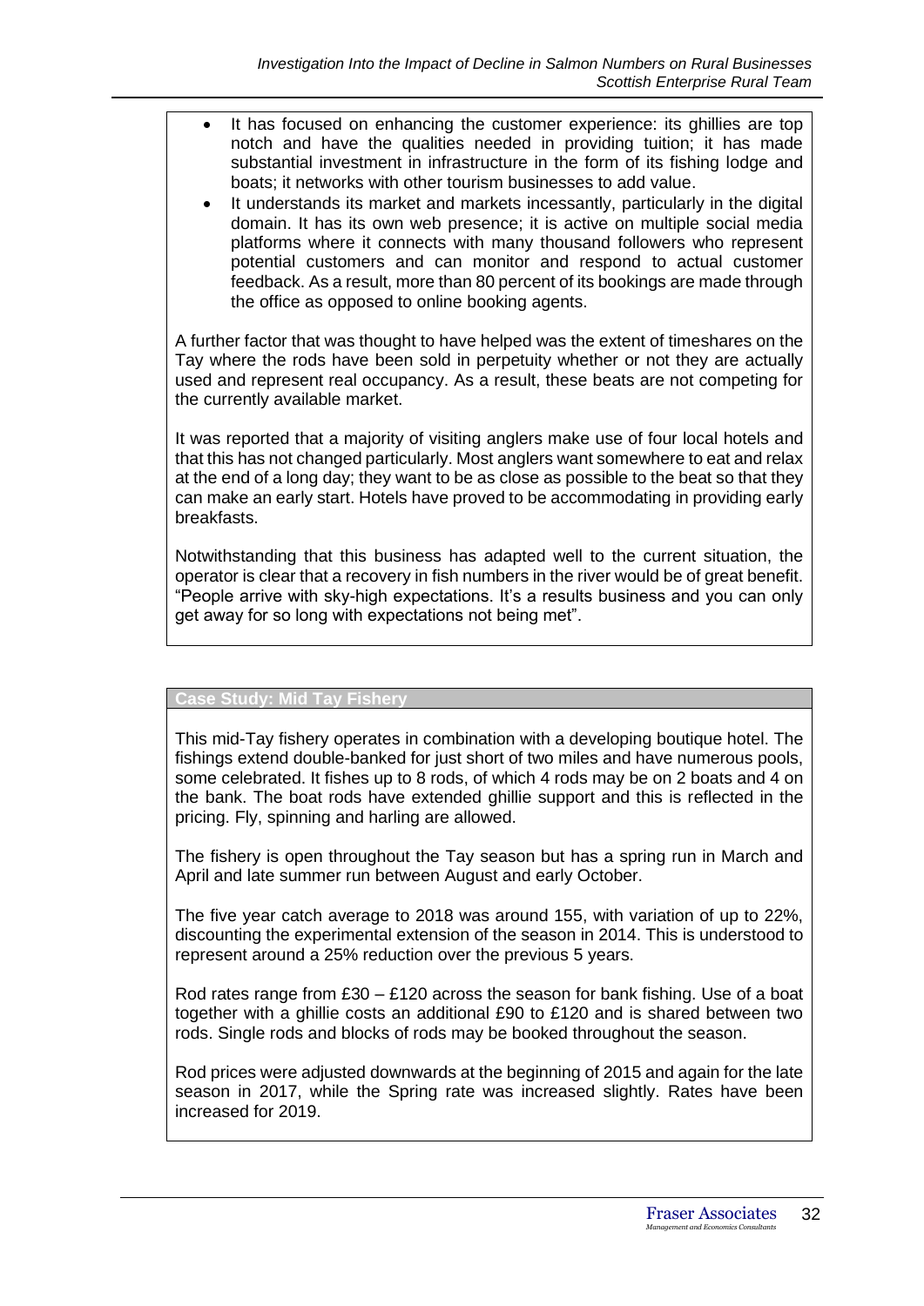- It has focused on enhancing the customer experience: its ghillies are top notch and have the qualities needed in providing tuition; it has made substantial investment in infrastructure in the form of its fishing lodge and boats; it networks with other tourism businesses to add value.
- It understands its market and markets incessantly, particularly in the digital domain. It has its own web presence; it is active on multiple social media platforms where it connects with many thousand followers who represent potential customers and can monitor and respond to actual customer feedback. As a result, more than 80 percent of its bookings are made through the office as opposed to online booking agents.

A further factor that was thought to have helped was the extent of timeshares on the Tay where the rods have been sold in perpetuity whether or not they are actually used and represent real occupancy. As a result, these beats are not competing for the currently available market.

It was reported that a majority of visiting anglers make use of four local hotels and that this has not changed particularly. Most anglers want somewhere to eat and relax at the end of a long day; they want to be as close as possible to the beat so that they can make an early start. Hotels have proved to be accommodating in providing early breakfasts.

Notwithstanding that this business has adapted well to the current situation, the operator is clear that a recovery in fish numbers in the river would be of great benefit. "People arrive with sky-high expectations. It's a results business and you can only get away for so long with expectations not being met".

**Case Study: Mid Tay Fishery**

This mid-Tay fishery operates in combination with a developing boutique hotel. The fishings extend double-banked for just short of two miles and have numerous pools, some celebrated. It fishes up to 8 rods, of which 4 rods may be on 2 boats and 4 on the bank. The boat rods have extended ghillie support and this is reflected in the pricing. Fly, spinning and harling are allowed.

The fishery is open throughout the Tay season but has a spring run in March and April and late summer run between August and early October.

The five year catch average to 2018 was around 155, with variation of up to 22%, discounting the experimental extension of the season in 2014. This is understood to represent around a 25% reduction over the previous 5 years.

Rod rates range from £30 – £120 across the season for bank fishing. Use of a boat together with a ghillie costs an additional £90 to £120 and is shared between two rods. Single rods and blocks of rods may be booked throughout the season.

Rod prices were adjusted downwards at the beginning of 2015 and again for the late season in 2017, while the Spring rate was increased slightly. Rates have been increased for 2019.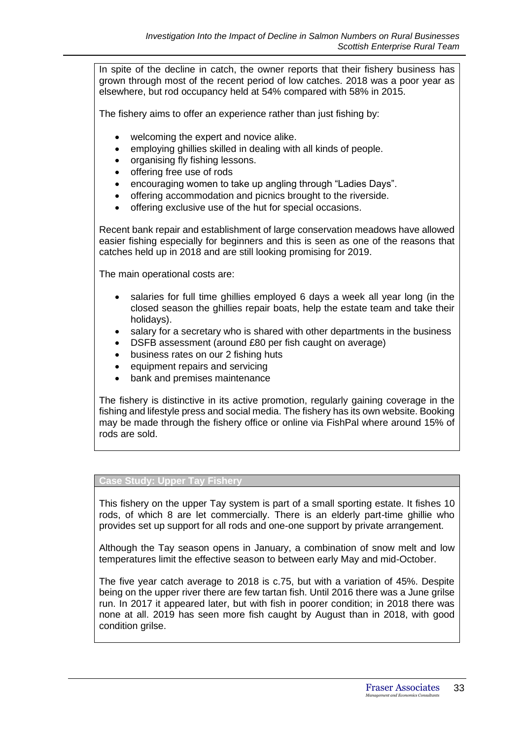In spite of the decline in catch, the owner reports that their fishery business has grown through most of the recent period of low catches. 2018 was a poor year as elsewhere, but rod occupancy held at 54% compared with 58% in 2015.

The fishery aims to offer an experience rather than just fishing by:

- welcoming the expert and novice alike.
- employing ghillies skilled in dealing with all kinds of people.
- organising fly fishing lessons.
- offering free use of rods
- encouraging women to take up angling through "Ladies Days".
- offering accommodation and picnics brought to the riverside.
- offering exclusive use of the hut for special occasions.

Recent bank repair and establishment of large conservation meadows have allowed easier fishing especially for beginners and this is seen as one of the reasons that catches held up in 2018 and are still looking promising for 2019.

The main operational costs are:

- salaries for full time ghillies employed 6 days a week all year long (in the closed season the ghillies repair boats, help the estate team and take their holidays).
- salary for a secretary who is shared with other departments in the business
- DSFB assessment (around £80 per fish caught on average)
- business rates on our 2 fishing huts
- equipment repairs and servicing
- bank and premises maintenance

The fishery is distinctive in its active promotion, regularly gaining coverage in the fishing and lifestyle press and social media. The fishery has its own website. Booking may be made through the fishery office or online via FishPal where around 15% of rods are sold.

**Case Study: Upper Tay Fishery**

This fishery on the upper Tay system is part of a small sporting estate. It fishes 10 rods, of which 8 are let commercially. There is an elderly part-time ghillie who provides set up support for all rods and one-one support by private arrangement.

Although the Tay season opens in January, a combination of snow melt and low temperatures limit the effective season to between early May and mid-October.

The five year catch average to 2018 is c.75, but with a variation of 45%. Despite being on the upper river there are few tartan fish. Until 2016 there was a June grilse run. In 2017 it appeared later, but with fish in poorer condition; in 2018 there was none at all. 2019 has seen more fish caught by August than in 2018, with good condition grilse.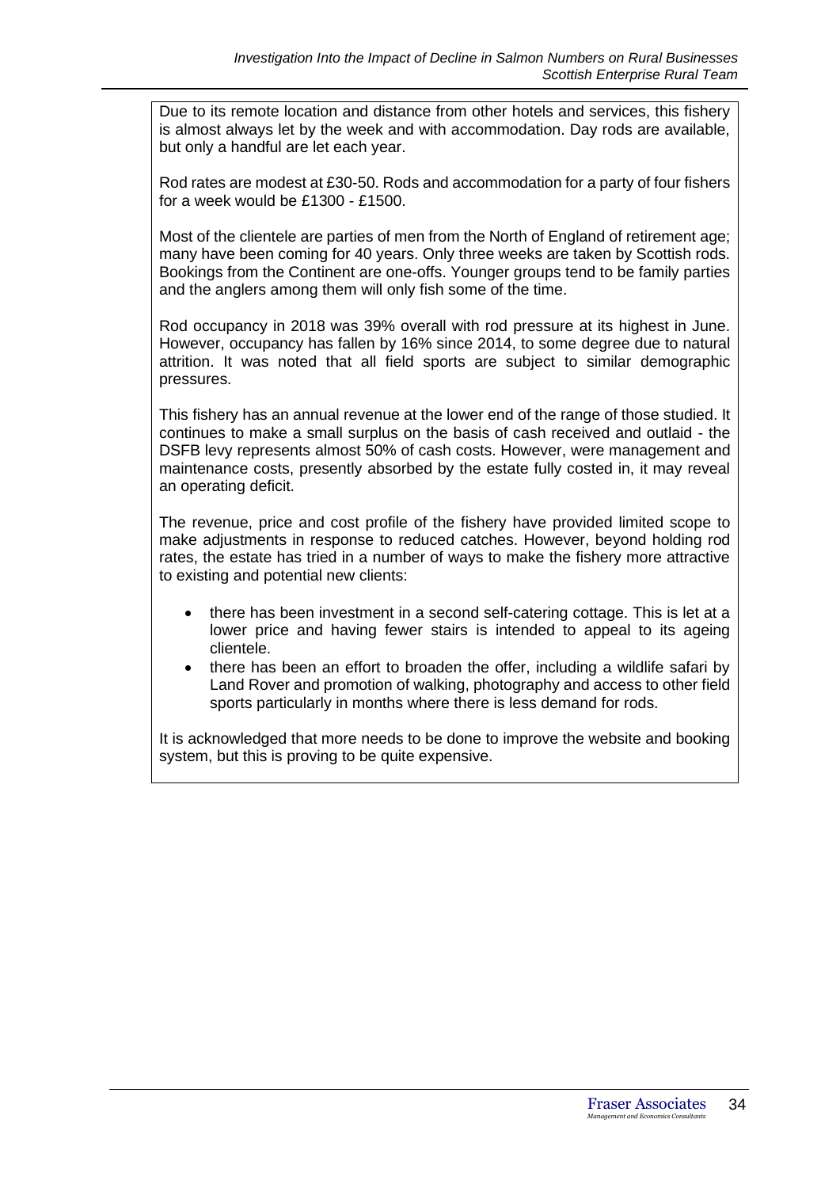Due to its remote location and distance from other hotels and services, this fishery is almost always let by the week and with accommodation. Day rods are available, but only a handful are let each year.

Rod rates are modest at £30-50. Rods and accommodation for a party of four fishers for a week would be £1300 - £1500.

Most of the clientele are parties of men from the North of England of retirement age; many have been coming for 40 years. Only three weeks are taken by Scottish rods. Bookings from the Continent are one-offs. Younger groups tend to be family parties and the anglers among them will only fish some of the time.

Rod occupancy in 2018 was 39% overall with rod pressure at its highest in June. However, occupancy has fallen by 16% since 2014, to some degree due to natural attrition. It was noted that all field sports are subject to similar demographic pressures.

This fishery has an annual revenue at the lower end of the range of those studied. It continues to make a small surplus on the basis of cash received and outlaid - the DSFB levy represents almost 50% of cash costs. However, were management and maintenance costs, presently absorbed by the estate fully costed in, it may reveal an operating deficit.

The revenue, price and cost profile of the fishery have provided limited scope to make adjustments in response to reduced catches. However, beyond holding rod rates, the estate has tried in a number of ways to make the fishery more attractive to existing and potential new clients:

- there has been investment in a second self-catering cottage. This is let at a lower price and having fewer stairs is intended to appeal to its ageing clientele.
- there has been an effort to broaden the offer, including a wildlife safari by Land Rover and promotion of walking, photography and access to other field sports particularly in months where there is less demand for rods.

It is acknowledged that more needs to be done to improve the website and booking system, but this is proving to be quite expensive.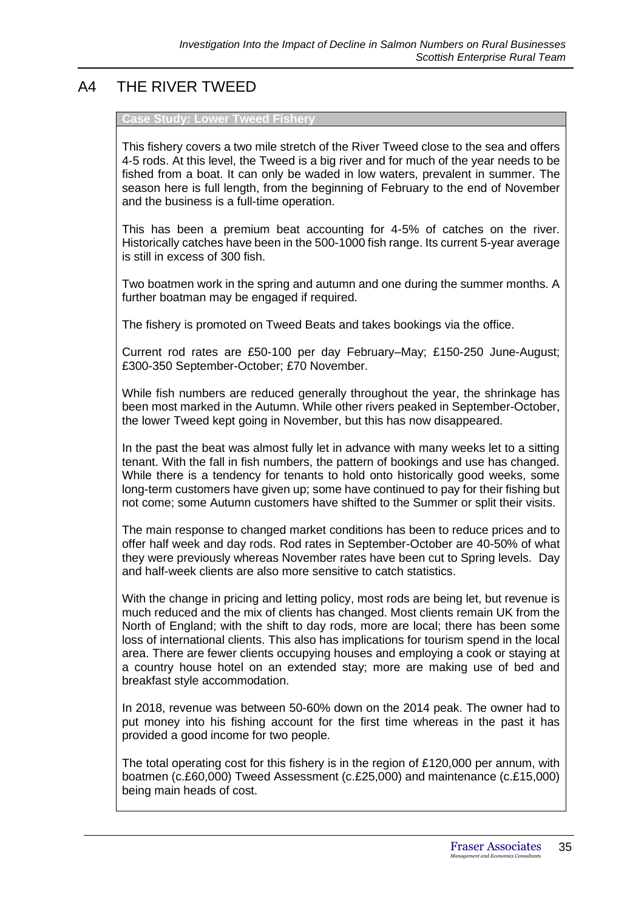# A4 THE RIVER TWEED

**Case Study: Lower Tweed Fishery**

This fishery covers a two mile stretch of the River Tweed close to the sea and offers 4-5 rods. At this level, the Tweed is a big river and for much of the year needs to be fished from a boat. It can only be waded in low waters, prevalent in summer. The season here is full length, from the beginning of February to the end of November and the business is a full-time operation.

This has been a premium beat accounting for 4-5% of catches on the river. Historically catches have been in the 500-1000 fish range. Its current 5-year average is still in excess of 300 fish.

Two boatmen work in the spring and autumn and one during the summer months. A further boatman may be engaged if required.

The fishery is promoted on Tweed Beats and takes bookings via the office.

Current rod rates are £50-100 per day February–May; £150-250 June-August; £300-350 September-October; £70 November.

While fish numbers are reduced generally throughout the year, the shrinkage has been most marked in the Autumn. While other rivers peaked in September-October, the lower Tweed kept going in November, but this has now disappeared.

In the past the beat was almost fully let in advance with many weeks let to a sitting tenant. With the fall in fish numbers, the pattern of bookings and use has changed. While there is a tendency for tenants to hold onto historically good weeks, some long-term customers have given up; some have continued to pay for their fishing but not come; some Autumn customers have shifted to the Summer or split their visits.

The main response to changed market conditions has been to reduce prices and to offer half week and day rods. Rod rates in September-October are 40-50% of what they were previously whereas November rates have been cut to Spring levels. Day and half-week clients are also more sensitive to catch statistics.

With the change in pricing and letting policy, most rods are being let, but revenue is much reduced and the mix of clients has changed. Most clients remain UK from the North of England; with the shift to day rods, more are local; there has been some loss of international clients. This also has implications for tourism spend in the local area. There are fewer clients occupying houses and employing a cook or staying at a country house hotel on an extended stay; more are making use of bed and breakfast style accommodation.

In 2018, revenue was between 50-60% down on the 2014 peak. The owner had to put money into his fishing account for the first time whereas in the past it has provided a good income for two people.

The total operating cost for this fishery is in the region of £120,000 per annum, with boatmen (c.£60,000) Tweed Assessment (c.£25,000) and maintenance (c.£15,000) being main heads of cost.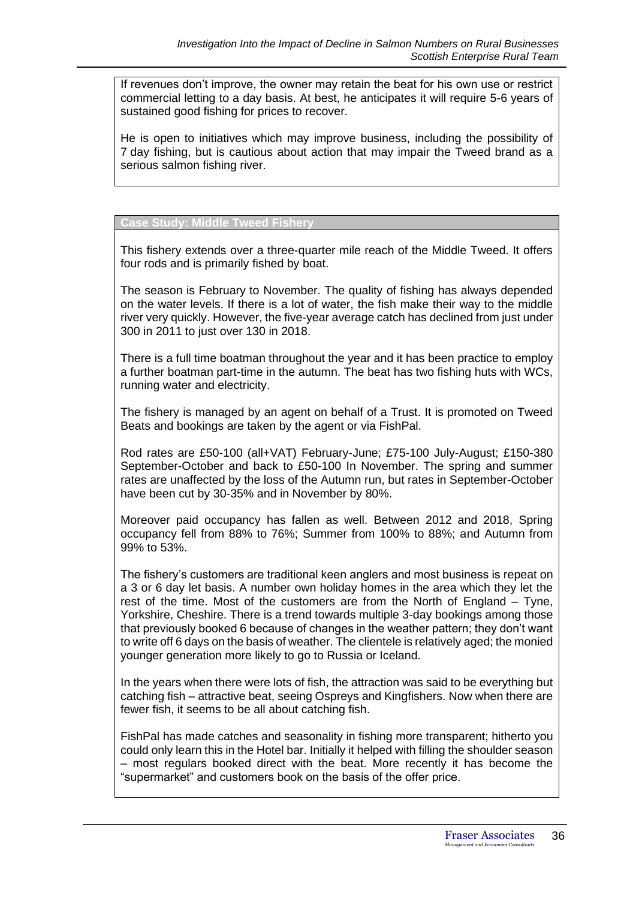If revenues don't improve, the owner may retain the beat for his own use or restrict commercial letting to a day basis. At best, he anticipates it will require 5-6 years of sustained good fishing for prices to recover.

He is open to initiatives which may improve business, including the possibility of 7 day fishing, but is cautious about action that may impair the Tweed brand as a serious salmon fishing river.

### Case Study: Middle Tweed Fishery

This fishery extends over a three-quarter mile reach of the Middle Tweed. It offers four rods and is primarily fished by boat.

The season is February to November. The quality of fishing has always depended on the water levels. If there is a lot of water, the fish make their way to the middle river very quickly. However, the five-year average catch has declined from just under 300 in 2011 to just over 130 in 2018.

There is a full time boatman throughout the year and it has been practice to employ a further boatman part-time in the autumn. The beat has two fishing huts with WCs, running water and electricity.

The fishery is managed by an agent on behalf of a Trust. It is promoted on Tweed Beats and bookings are taken by the agent or via FishPal.

Rod rates are £50-100 (all+VAT) February-June; £75-100 July-August; £150-380 September-October and back to £50-100 In November. The spring and summer rates are unaffected by the loss of the Autumn run, but rates in September-October have been cut by 30-35% and in November by 80%.

Moreover paid occupancy has fallen as well. Between 2012 and 2018, Spring occupancy fell from 88% to 76%; Summer from 100% to 88%; and Autumn from 99% to 53%.

The fishery's customers are traditional keen anglers and most business is repeat on a 3 or 6 day let basis. A number own holiday homes in the area which they let the rest of the time. Most of the customers are from the North of England – Tyne, Yorkshire, Cheshire. There is a trend towards multiple 3-day bookings among those that previously booked 6 because of changes in the weather pattern; they don't want to write off 6 days on the basis of weather. The clientele is relatively aged; the monied younger generation more likely to go to Russia or Iceland.

In the years when there were lots of fish, the attraction was said to be everything but catching fish – attractive beat, seeing Ospreys and Kingfishers. Now when there are fewer fish, it seems to be all about catching fish.

FishPal has made catches and seasonality in fishing more transparent; hitherto you could only learn this in the Hotel bar. Initially it helped with filling the shoulder season – most regulars booked direct with the beat. More recently it has become the "supermarket" and customers book on the basis of the offer price.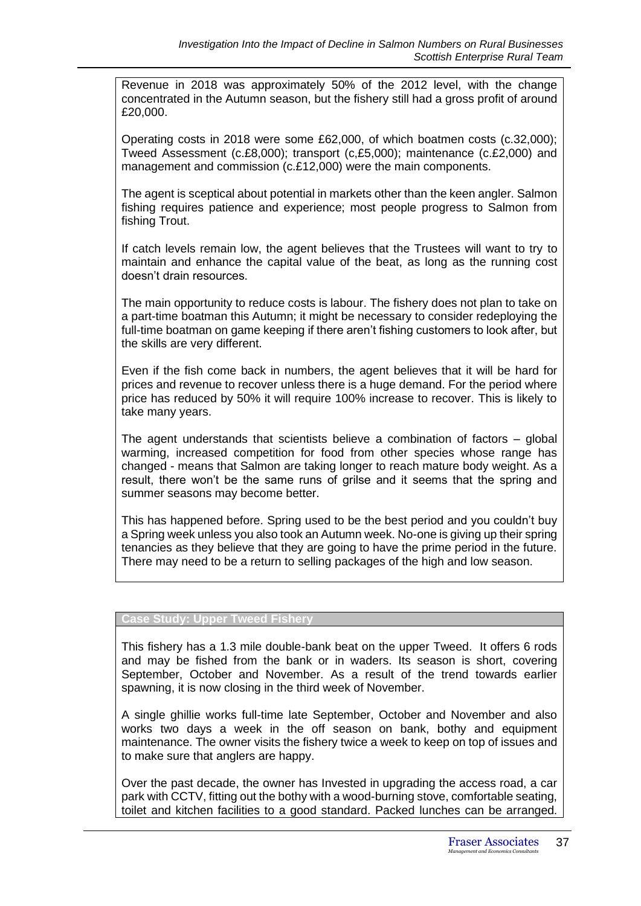Revenue in 2018 was approximately 50% of the 2012 level, with the change concentrated in the Autumn season, but the fishery still had a gross profit of around £20,000.

Operating costs in 2018 were some £62,000, of which boatmen costs (c.32,000); Tweed Assessment (c.£8,000); transport (c,£5,000); maintenance (c.£2,000) and management and commission (c.£12,000) were the main components.

The agent is sceptical about potential in markets other than the keen angler. Salmon fishing requires patience and experience; most people progress to Salmon from fishing Trout.

If catch levels remain low, the agent believes that the Trustees will want to try to maintain and enhance the capital value of the beat, as long as the running cost doesn't drain resources.

The main opportunity to reduce costs is labour. The fishery does not plan to take on a part-time boatman this Autumn; it might be necessary to consider redeploying the full-time boatman on game keeping if there aren't fishing customers to look after, but the skills are very different.

Even if the fish come back in numbers, the agent believes that it will be hard for prices and revenue to recover unless there is a huge demand. For the period where price has reduced by 50% it will require 100% increase to recover. This is likely to take many years.

The agent understands that scientists believe a combination of factors – global warming, increased competition for food from other species whose range has changed - means that Salmon are taking longer to reach mature body weight. As a result, there won't be the same runs of grilse and it seems that the spring and summer seasons may become better.

This has happened before. Spring used to be the best period and you couldn't buy a Spring week unless you also took an Autumn week. No-one is giving up their spring tenancies as they believe that they are going to have the prime period in the future. There may need to be a return to selling packages of the high and low season.

**Case Study: Upper Tweed Fishery**

This fishery has a 1.3 mile double-bank beat on the upper Tweed. It offers 6 rods and may be fished from the bank or in waders. Its season is short, covering September, October and November. As a result of the trend towards earlier spawning, it is now closing in the third week of November.

A single ghillie works full-time late September, October and November and also works two days a week in the off season on bank, bothy and equipment maintenance. The owner visits the fishery twice a week to keep on top of issues and to make sure that anglers are happy.

Over the past decade, the owner has Invested in upgrading the access road, a car park with CCTV, fitting out the bothy with a wood-burning stove, comfortable seating, toilet and kitchen facilities to a good standard. Packed lunches can be arranged.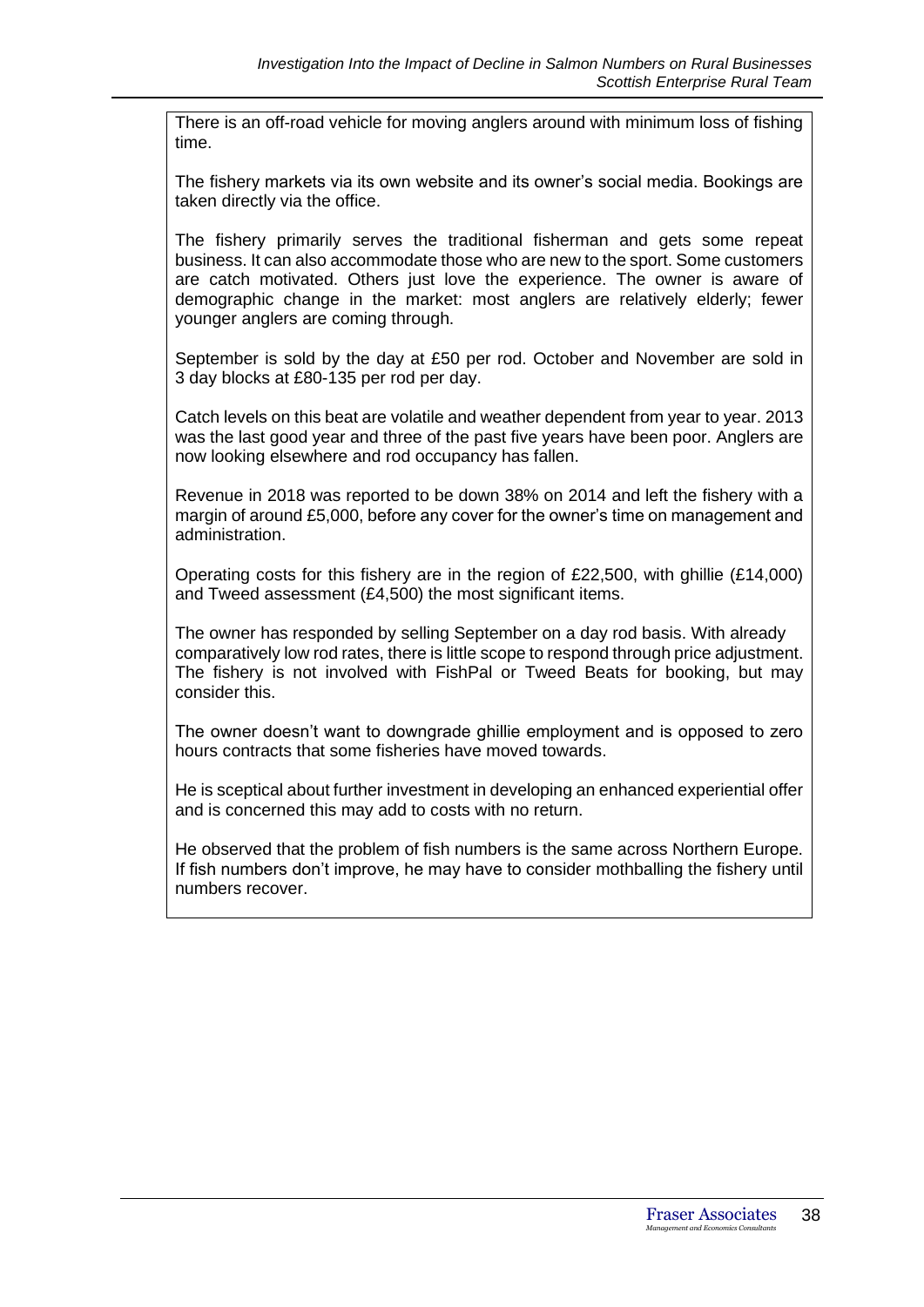There is an off-road vehicle for moving anglers around with minimum loss of fishing time.

The fishery markets via its own website and its owner's social media. Bookings are taken directly via the office.

The fishery primarily serves the traditional fisherman and gets some repeat business. It can also accommodate those who are new to the sport. Some customers are catch motivated. Others just love the experience. The owner is aware of demographic change in the market: most anglers are relatively elderly; fewer younger anglers are coming through.

September is sold by the day at £50 per rod. October and November are sold in 3 day blocks at £80-135 per rod per day.

Catch levels on this beat are volatile and weather dependent from year to year. 2013 was the last good year and three of the past five years have been poor. Anglers are now looking elsewhere and rod occupancy has fallen.

Revenue in 2018 was reported to be down 38% on 2014 and left the fishery with a margin of around £5,000, before any cover for the owner's time on management and administration.

Operating costs for this fishery are in the region of £22,500, with ghillie (£14,000) and Tweed assessment (£4,500) the most significant items.

The owner has responded by selling September on a day rod basis. With already comparatively low rod rates, there is little scope to respond through price adjustment. The fishery is not involved with FishPal or Tweed Beats for booking, but may consider this.

The owner doesn't want to downgrade ghillie employment and is opposed to zero hours contracts that some fisheries have moved towards.

He is sceptical about further investment in developing an enhanced experiential offer and is concerned this may add to costs with no return.

He observed that the problem of fish numbers is the same across Northern Europe. If fish numbers don't improve, he may have to consider mothballing the fishery until numbers recover.